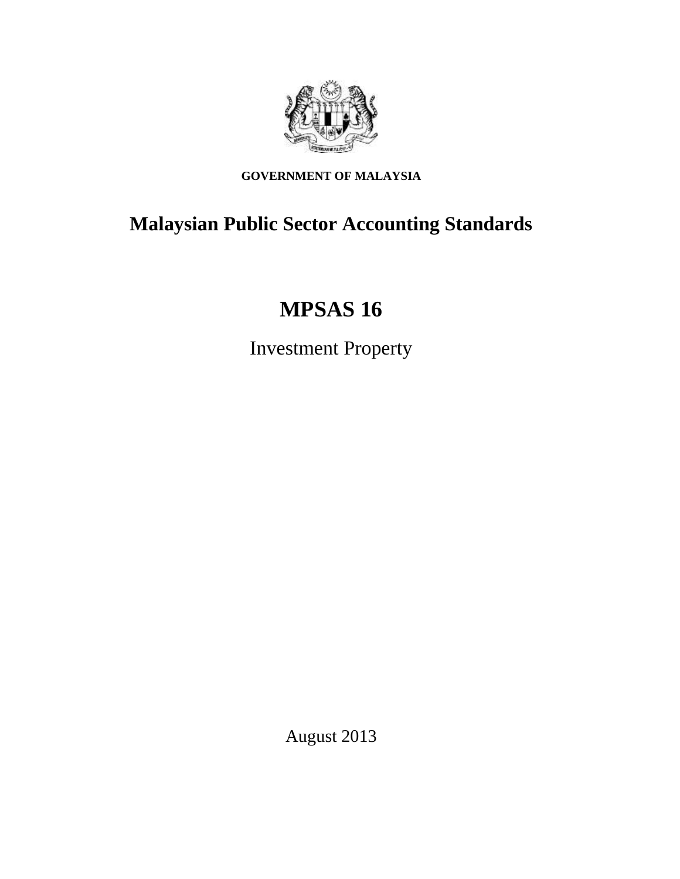**GOVERNMENT OF MALAYSIA**

# Malaysian Public Sector Accounting Standards

# MPSAS 16

Investment Property

August 2013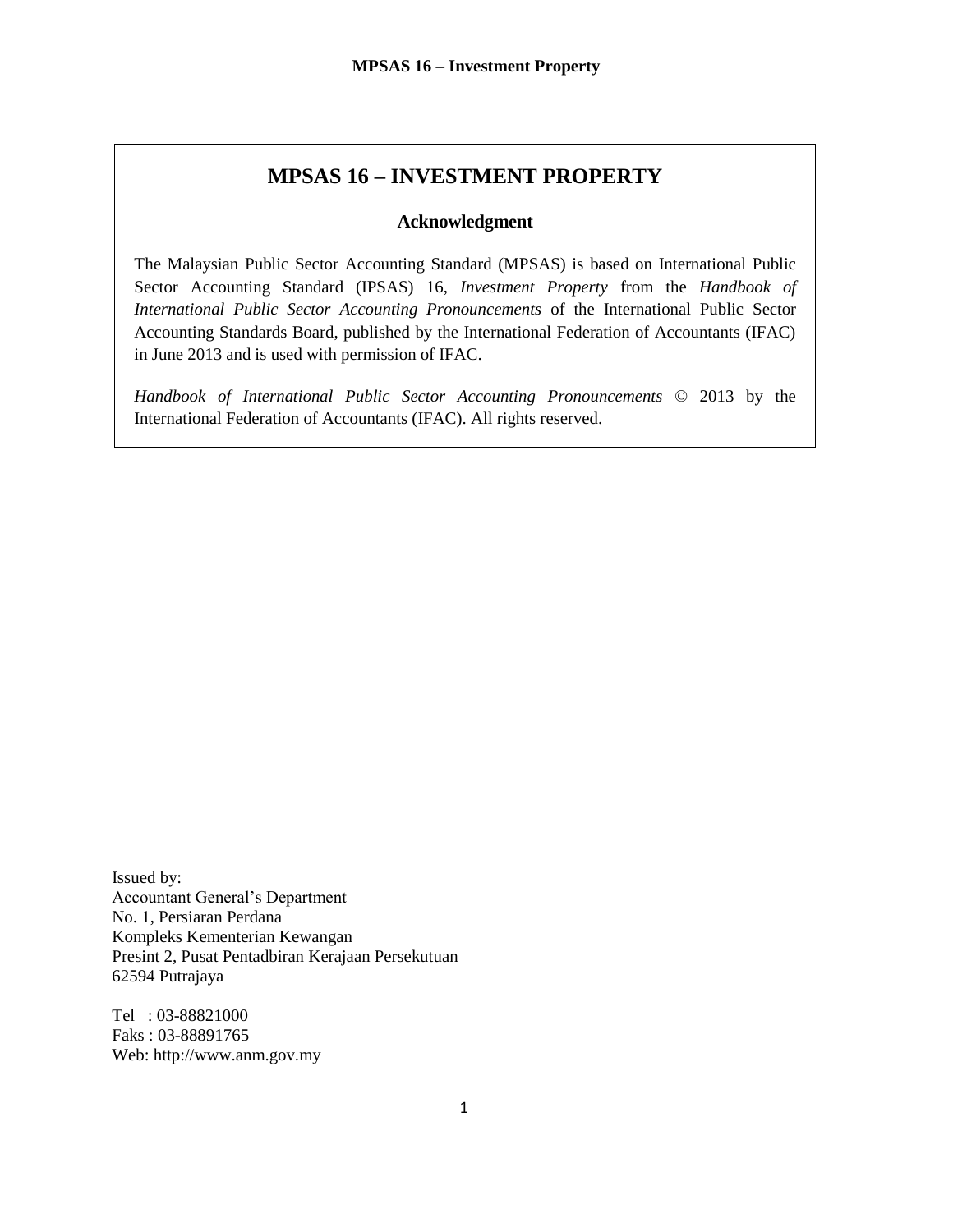# MPSAS 16 – INVESTMENT PROPERTY

## Acknowledgment

The Malaysian Public Sector Accounting Standard (MPSAS) is based on International Public Sector Accounting Standard (IPSAS) 16, *Investment Property* from the *Handbook of International Public Sector Accounting Pronouncements* of the International Public Sector Accounting Standards Board, published by the International Federation of Accountants (IFAC) in June 2013 and is used with permission of IFAC.

*Handbook of International Public Sector Accounting Pronouncements* © 2013 by the International Federation of Accountants (IFAC). All rights reserved.

Issued by:
Accountant General's Department
No. 1, Persiaran Perdana
Kompleks Kementerian Kewangan
Presint 2, Pusat Pentadbiran Kerajaan Persekutuan
62594 Putrajaya

Tel : 03-88821000
Faks : 03-88891765
Web: http://www.anm.gov.my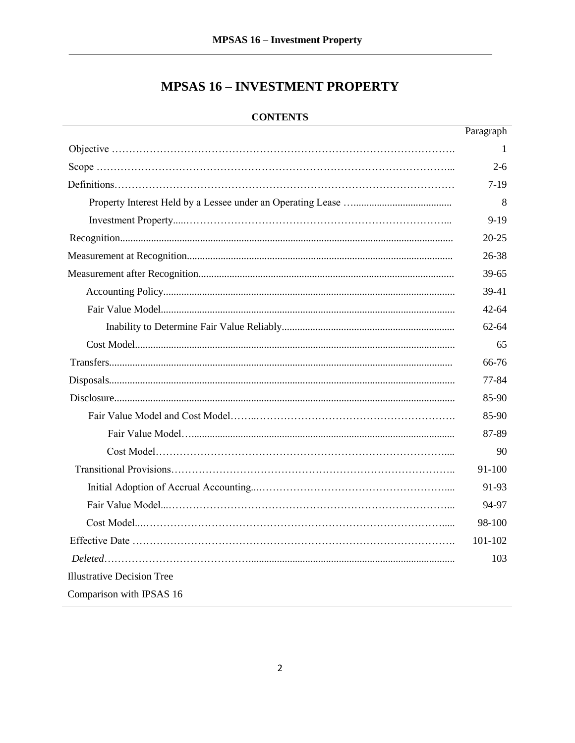# MPSAS 16 – INVESTMENT PROPERTY

## CONTENTS

| | Paragraph |
|---|---|
| Objective | 1 |
| Scope | 2-6 |
| Definitions | 7-19 |
| Property Interest Held by a Lessee under an Operating Lease | 8 |
| Investment Property | 9-19 |
| Recognition | 20-25 |
| Measurement at Recognition | 26-38 |
| Measurement after Recognition | 39-65 |
| Accounting Policy | 39-41 |
| Fair Value Model | 42-64 |
| Inability to Determine Fair Value Reliably | 62-64 |
| Cost Model | 65 |
| Transfers | 66-76 |
| Disposals | 77-84 |
| Disclosure | 85-90 |
| Fair Value Model and Cost Model | 85-90 |
| Fair Value Model | 87-89 |
| Cost Model | 90 |
| Transitional Provisions | 91-100 |
| Initial Adoption of Accrual Accounting | 91-93 |
| Fair Value Model | 94-97 |
| Cost Model | 98-100 |
| Effective Date | 101-102 |
| *Deleted* | 103 |
| Illustrative Decision Tree | |
| Comparison with IPSAS 16 | |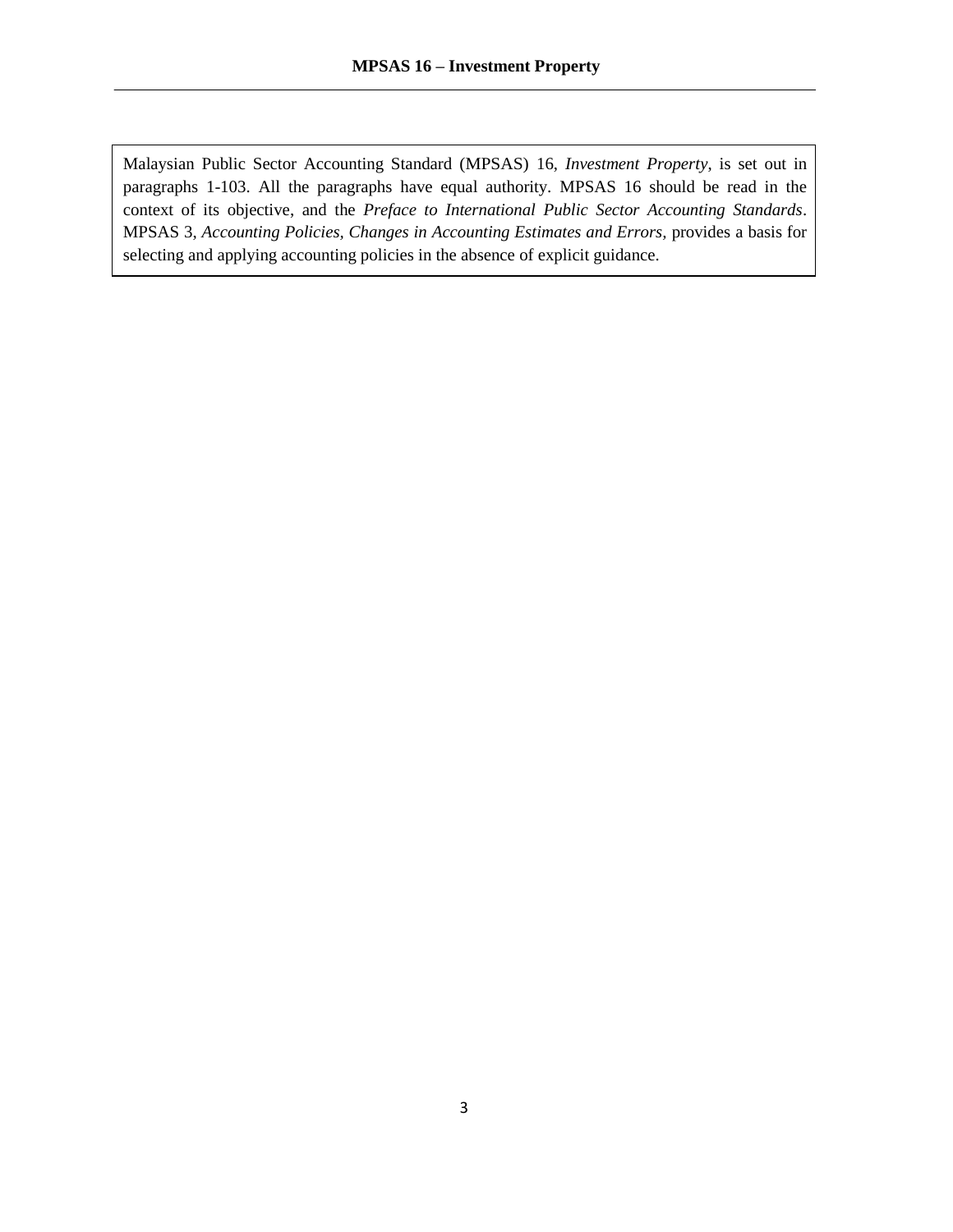Malaysian Public Sector Accounting Standard (MPSAS) 16, *Investment Property*, is set out in paragraphs 1-103. All the paragraphs have equal authority. MPSAS 16 should be read in the context of its objective, and the *Preface to International Public Sector Accounting Standards*. MPSAS 3, *Accounting Policies, Changes in Accounting Estimates and Errors*, provides a basis for selecting and applying accounting policies in the absence of explicit guidance.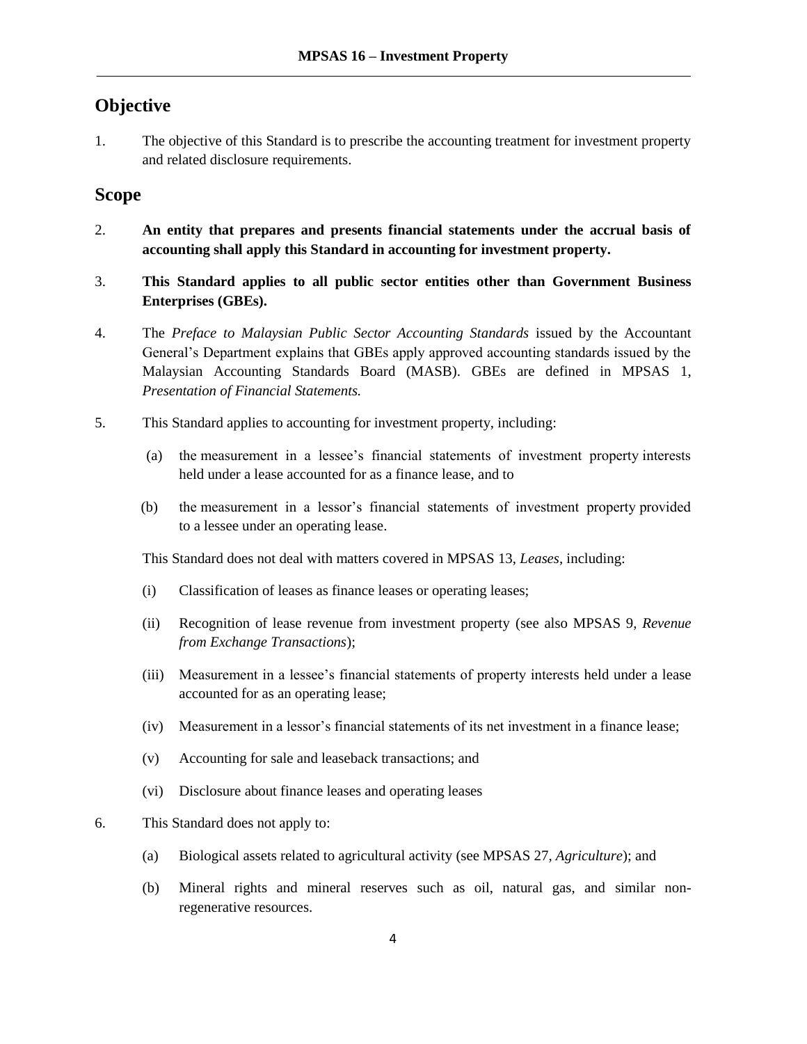## Objective

1. The objective of this Standard is to prescribe the accounting treatment for investment property and related disclosure requirements.

## Scope

2. **An entity that prepares and presents financial statements under the accrual basis of accounting shall apply this Standard in accounting for investment property.**

3. **This Standard applies to all public sector entities other than Government Business Enterprises (GBEs).**

4. The *Preface to Malaysian Public Sector Accounting Standards* issued by the Accountant General's Department explains that GBEs apply approved accounting standards issued by the Malaysian Accounting Standards Board (MASB). GBEs are defined in MPSAS 1, *Presentation of Financial Statements.*

5. This Standard applies to accounting for investment property, including:

   (a) the measurement in a lessee's financial statements of investment property interests held under a lease accounted for as a finance lease, and to

   (b) the measurement in a lessor's financial statements of investment property provided to a lessee under an operating lease.

   This Standard does not deal with matters covered in MPSAS 13, *Leases*, including:

   (i) Classification of leases as finance leases or operating leases;

   (ii) Recognition of lease revenue from investment property (see also MPSAS 9, *Revenue from Exchange Transactions*);

   (iii) Measurement in a lessee's financial statements of property interests held under a lease accounted for as an operating lease;

   (iv) Measurement in a lessor's financial statements of its net investment in a finance lease;

   (v) Accounting for sale and leaseback transactions; and

   (vi) Disclosure about finance leases and operating leases

6. This Standard does not apply to:

   (a) Biological assets related to agricultural activity (see MPSAS 27, *Agriculture*); and

   (b) Mineral rights and mineral reserves such as oil, natural gas, and similar non-regenerative resources.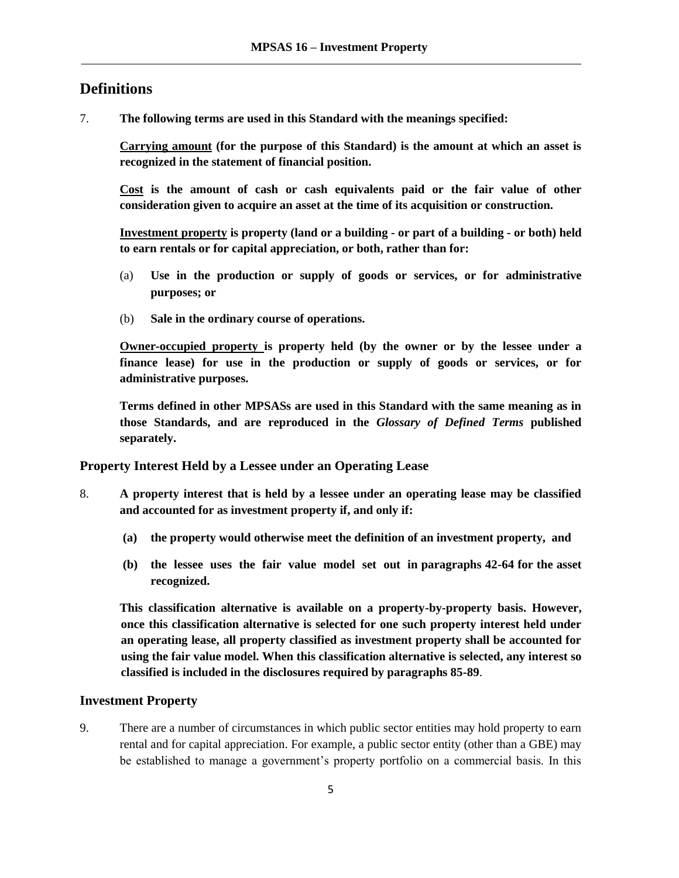## Definitions

7. **The following terms are used in this Standard with the meanings specified:**

   **<u>Carrying amount</u> (for the purpose of this Standard) is the amount at which an asset is recognized in the statement of financial position.**

   **<u>Cost</u> is the amount of cash or cash equivalents paid or the fair value of other consideration given to acquire an asset at the time of its acquisition or construction.**

   **<u>Investment property</u> is property (land or a building - or part of a building - or both) held to earn rentals or for capital appreciation, or both, rather than for:**

   (a) **Use in the production or supply of goods or services, or for administrative purposes; or**

   (b) **Sale in the ordinary course of operations.**

   **<u>Owner-occupied property</u> is property held (by the owner or by the lessee under a finance lease) for use in the production or supply of goods or services, or for administrative purposes.**

   **Terms defined in other MPSASs are used in this Standard with the same meaning as in those Standards, and are reproduced in the *Glossary of Defined Terms* published separately.**

### Property Interest Held by a Lessee under an Operating Lease

8. **A property interest that is held by a lessee under an operating lease may be classified and accounted for as investment property if, and only if:**

   **(a) the property would otherwise meet the definition of an investment property, and**

   **(b) the lessee uses the fair value model set out in paragraphs 42-64 for the asset recognized.**

   **This classification alternative is available on a property-by-property basis. However, once this classification alternative is selected for one such property interest held under an operating lease, all property classified as investment property shall be accounted for using the fair value model. When this classification alternative is selected, any interest so classified is included in the disclosures required by paragraphs 85-89**.

### Investment Property

9. There are a number of circumstances in which public sector entities may hold property to earn rental and for capital appreciation. For example, a public sector entity (other than a GBE) may be established to manage a government's property portfolio on a commercial basis. In this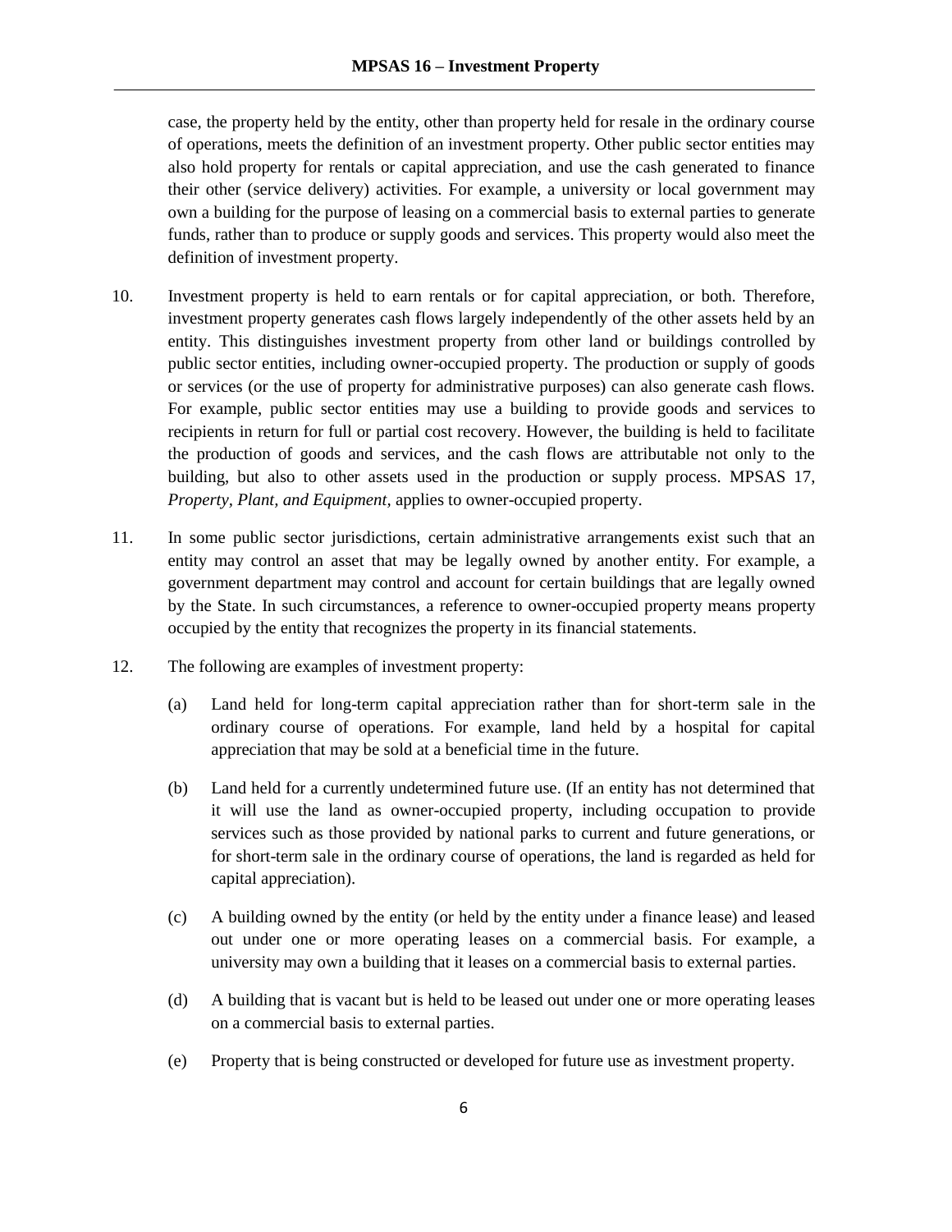case, the property held by the entity, other than property held for resale in the ordinary course of operations, meets the definition of an investment property. Other public sector entities may also hold property for rentals or capital appreciation, and use the cash generated to finance their other (service delivery) activities. For example, a university or local government may own a building for the purpose of leasing on a commercial basis to external parties to generate funds, rather than to produce or supply goods and services. This property would also meet the definition of investment property.

10. Investment property is held to earn rentals or for capital appreciation, or both. Therefore, investment property generates cash flows largely independently of the other assets held by an entity. This distinguishes investment property from other land or buildings controlled by public sector entities, including owner-occupied property. The production or supply of goods or services (or the use of property for administrative purposes) can also generate cash flows. For example, public sector entities may use a building to provide goods and services to recipients in return for full or partial cost recovery. However, the building is held to facilitate the production of goods and services, and the cash flows are attributable not only to the building, but also to other assets used in the production or supply process. MPSAS 17, *Property, Plant, and Equipment*, applies to owner-occupied property.

11. In some public sector jurisdictions, certain administrative arrangements exist such that an entity may control an asset that may be legally owned by another entity. For example, a government department may control and account for certain buildings that are legally owned by the State. In such circumstances, a reference to owner-occupied property means property occupied by the entity that recognizes the property in its financial statements.

12. The following are examples of investment property:

    (a) Land held for long-term capital appreciation rather than for short-term sale in the ordinary course of operations. For example, land held by a hospital for capital appreciation that may be sold at a beneficial time in the future.

    (b) Land held for a currently undetermined future use. (If an entity has not determined that it will use the land as owner-occupied property, including occupation to provide services such as those provided by national parks to current and future generations, or for short-term sale in the ordinary course of operations, the land is regarded as held for capital appreciation).

    (c) A building owned by the entity (or held by the entity under a finance lease) and leased out under one or more operating leases on a commercial basis. For example, a university may own a building that it leases on a commercial basis to external parties.

    (d) A building that is vacant but is held to be leased out under one or more operating leases on a commercial basis to external parties.

    (e) Property that is being constructed or developed for future use as investment property.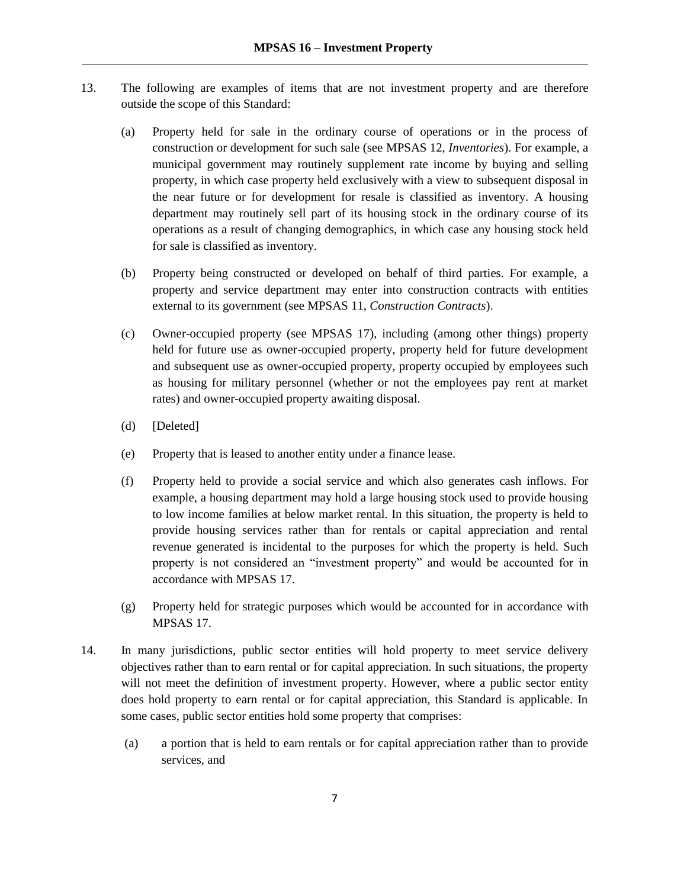13. The following are examples of items that are not investment property and are therefore outside the scope of this Standard:

    (a) Property held for sale in the ordinary course of operations or in the process of construction or development for such sale (see MPSAS 12, *Inventories*). For example, a municipal government may routinely supplement rate income by buying and selling property, in which case property held exclusively with a view to subsequent disposal in the near future or for development for resale is classified as inventory. A housing department may routinely sell part of its housing stock in the ordinary course of its operations as a result of changing demographics, in which case any housing stock held for sale is classified as inventory.

    (b) Property being constructed or developed on behalf of third parties. For example, a property and service department may enter into construction contracts with entities external to its government (see MPSAS 11, *Construction Contracts*).

    (c) Owner-occupied property (see MPSAS 17), including (among other things) property held for future use as owner-occupied property, property held for future development and subsequent use as owner-occupied property, property occupied by employees such as housing for military personnel (whether or not the employees pay rent at market rates) and owner-occupied property awaiting disposal.

    (d) [Deleted]

    (e) Property that is leased to another entity under a finance lease.

    (f) Property held to provide a social service and which also generates cash inflows. For example, a housing department may hold a large housing stock used to provide housing to low income families at below market rental. In this situation, the property is held to provide housing services rather than for rentals or capital appreciation and rental revenue generated is incidental to the purposes for which the property is held. Such property is not considered an "investment property" and would be accounted for in accordance with MPSAS 17.

    (g) Property held for strategic purposes which would be accounted for in accordance with MPSAS 17.

14. In many jurisdictions, public sector entities will hold property to meet service delivery objectives rather than to earn rental or for capital appreciation. In such situations, the property will not meet the definition of investment property. However, where a public sector entity does hold property to earn rental or for capital appreciation, this Standard is applicable. In some cases, public sector entities hold some property that comprises:

    (a) a portion that is held to earn rentals or for capital appreciation rather than to provide services, and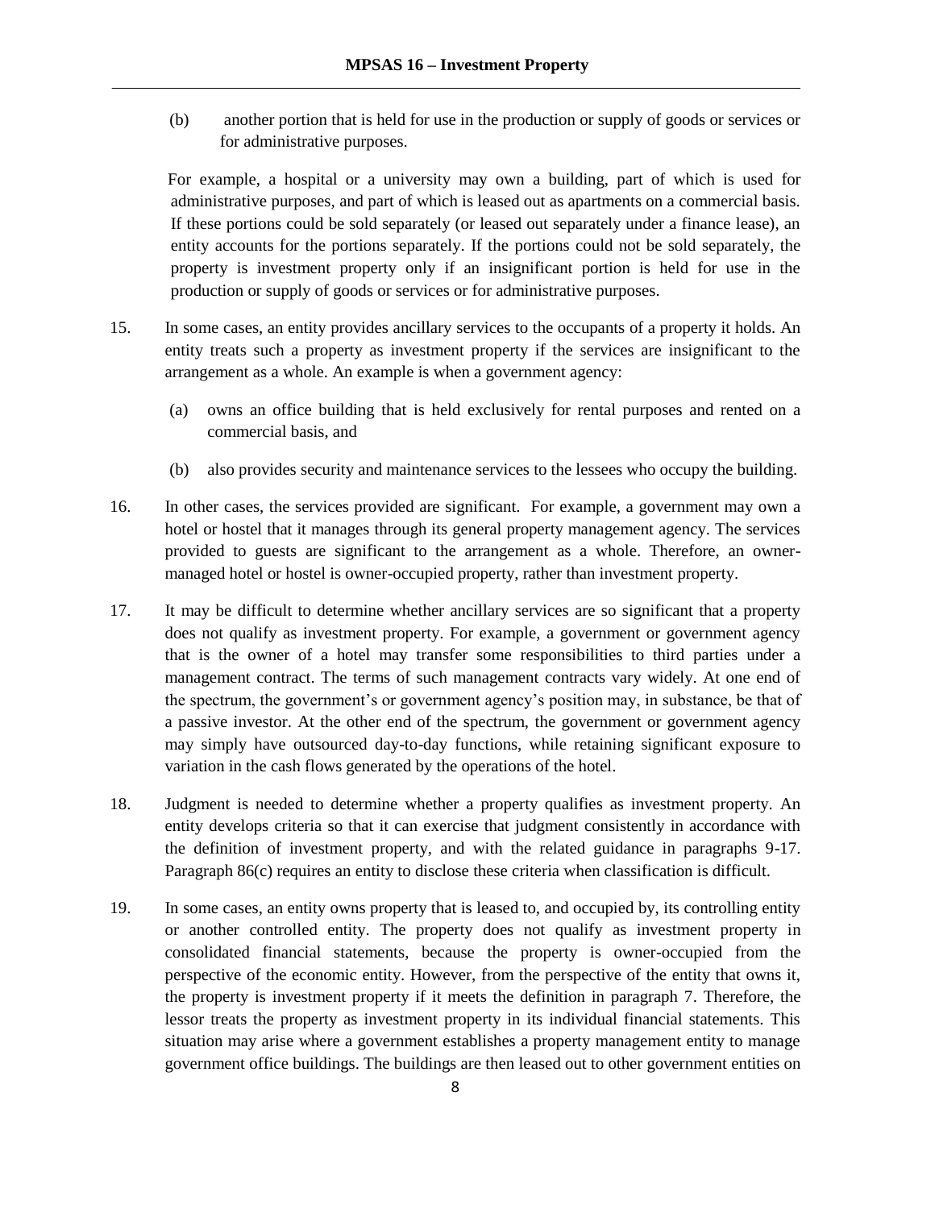(b) another portion that is held for use in the production or supply of goods or services or for administrative purposes.

For example, a hospital or a university may own a building, part of which is used for administrative purposes, and part of which is leased out as apartments on a commercial basis. If these portions could be sold separately (or leased out separately under a finance lease), an entity accounts for the portions separately. If the portions could not be sold separately, the property is investment property only if an insignificant portion is held for use in the production or supply of goods or services or for administrative purposes.

15. In some cases, an entity provides ancillary services to the occupants of a property it holds. An entity treats such a property as investment property if the services are insignificant to the arrangement as a whole. An example is when a government agency:

  (a) owns an office building that is held exclusively for rental purposes and rented on a commercial basis, and

  (b) also provides security and maintenance services to the lessees who occupy the building.

16. In other cases, the services provided are significant. For example, a government may own a hotel or hostel that it manages through its general property management agency. The services provided to guests are significant to the arrangement as a whole. Therefore, an owner-managed hotel or hostel is owner-occupied property, rather than investment property.

17. It may be difficult to determine whether ancillary services are so significant that a property does not qualify as investment property. For example, a government or government agency that is the owner of a hotel may transfer some responsibilities to third parties under a management contract. The terms of such management contracts vary widely. At one end of the spectrum, the government's or government agency's position may, in substance, be that of a passive investor. At the other end of the spectrum, the government or government agency may simply have outsourced day-to-day functions, while retaining significant exposure to variation in the cash flows generated by the operations of the hotel.

18. Judgment is needed to determine whether a property qualifies as investment property. An entity develops criteria so that it can exercise that judgment consistently in accordance with the definition of investment property, and with the related guidance in paragraphs 9-17. Paragraph 86(c) requires an entity to disclose these criteria when classification is difficult.

19. In some cases, an entity owns property that is leased to, and occupied by, its controlling entity or another controlled entity. The property does not qualify as investment property in consolidated financial statements, because the property is owner-occupied from the perspective of the economic entity. However, from the perspective of the entity that owns it, the property is investment property if it meets the definition in paragraph 7. Therefore, the lessor treats the property as investment property in its individual financial statements. This situation may arise where a government establishes a property management entity to manage government office buildings. The buildings are then leased out to other government entities on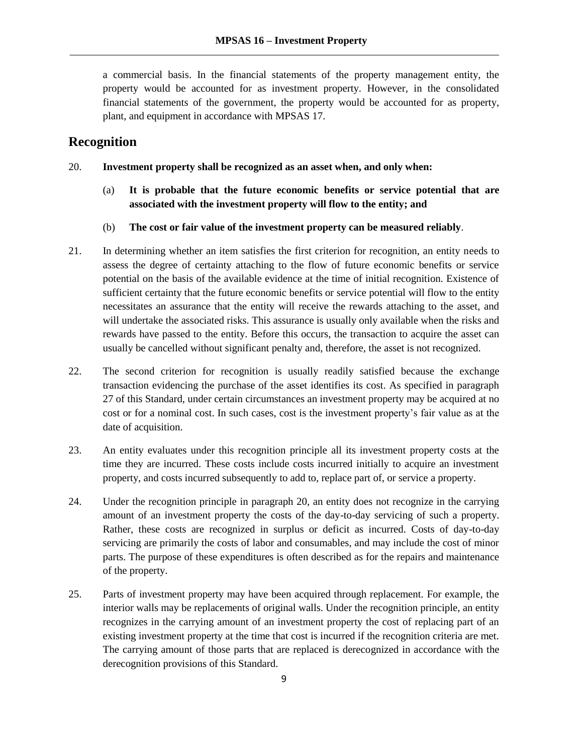a commercial basis. In the financial statements of the property management entity, the property would be accounted for as investment property. However, in the consolidated financial statements of the government, the property would be accounted for as property, plant, and equipment in accordance with MPSAS 17.

## Recognition

20. **Investment property shall be recognized as an asset when, and only when:**

    (a) **It is probable that the future economic benefits or service potential that are associated with the investment property will flow to the entity; and**

    (b) **The cost or fair value of the investment property can be measured reliably**.

21. In determining whether an item satisfies the first criterion for recognition, an entity needs to assess the degree of certainty attaching to the flow of future economic benefits or service potential on the basis of the available evidence at the time of initial recognition. Existence of sufficient certainty that the future economic benefits or service potential will flow to the entity necessitates an assurance that the entity will receive the rewards attaching to the asset, and will undertake the associated risks. This assurance is usually only available when the risks and rewards have passed to the entity. Before this occurs, the transaction to acquire the asset can usually be cancelled without significant penalty and, therefore, the asset is not recognized.

22. The second criterion for recognition is usually readily satisfied because the exchange transaction evidencing the purchase of the asset identifies its cost. As specified in paragraph 27 of this Standard, under certain circumstances an investment property may be acquired at no cost or for a nominal cost. In such cases, cost is the investment property's fair value as at the date of acquisition.

23. An entity evaluates under this recognition principle all its investment property costs at the time they are incurred. These costs include costs incurred initially to acquire an investment property, and costs incurred subsequently to add to, replace part of, or service a property.

24. Under the recognition principle in paragraph 20, an entity does not recognize in the carrying amount of an investment property the costs of the day-to-day servicing of such a property. Rather, these costs are recognized in surplus or deficit as incurred. Costs of day-to-day servicing are primarily the costs of labor and consumables, and may include the cost of minor parts. The purpose of these expenditures is often described as for the repairs and maintenance of the property.

25. Parts of investment property may have been acquired through replacement. For example, the interior walls may be replacements of original walls. Under the recognition principle, an entity recognizes in the carrying amount of an investment property the cost of replacing part of an existing investment property at the time that cost is incurred if the recognition criteria are met. The carrying amount of those parts that are replaced is derecognized in accordance with the derecognition provisions of this Standard.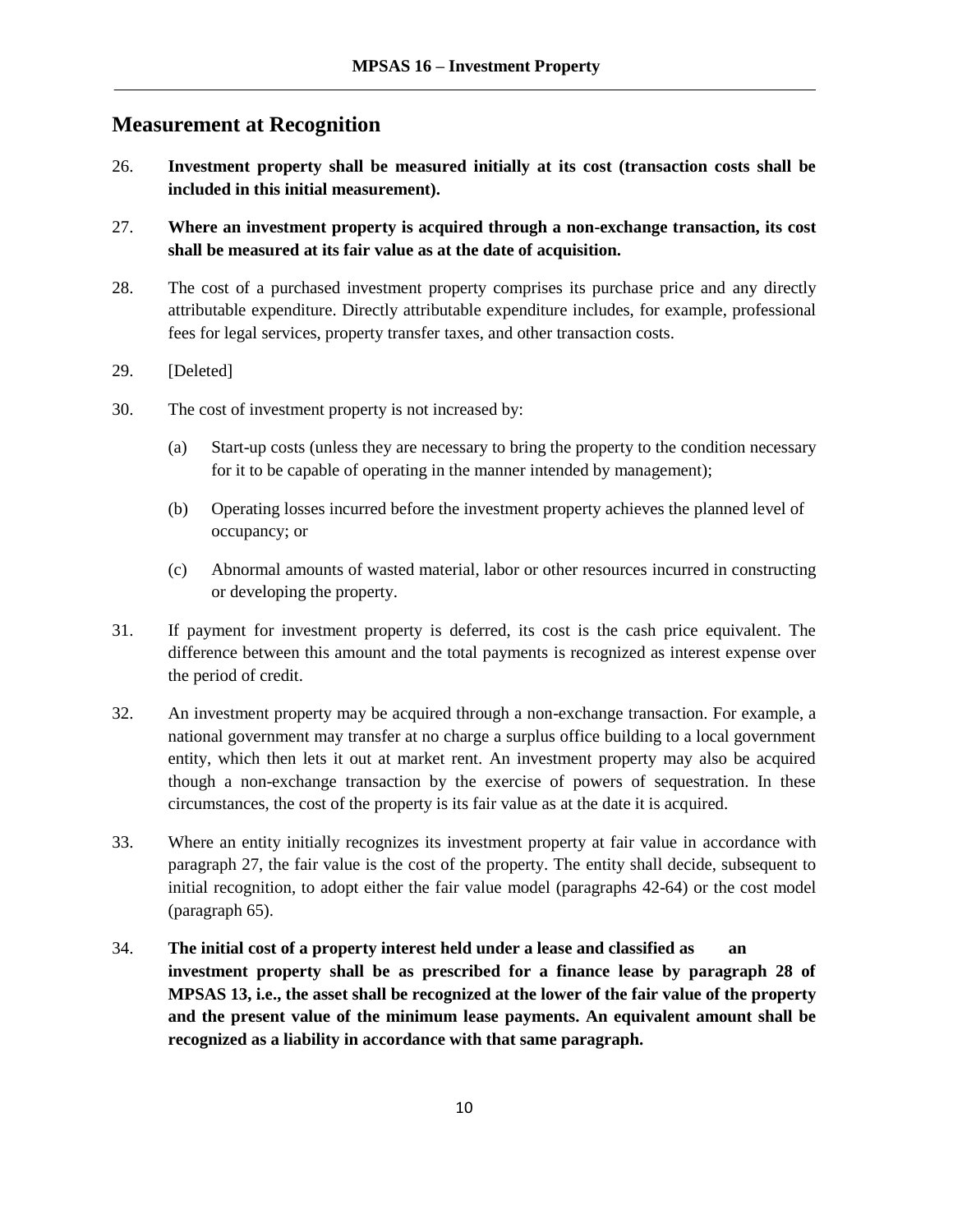## Measurement at Recognition

26. **Investment property shall be measured initially at its cost (transaction costs shall be included in this initial measurement).**

27. **Where an investment property is acquired through a non-exchange transaction, its cost shall be measured at its fair value as at the date of acquisition.**

28. The cost of a purchased investment property comprises its purchase price and any directly attributable expenditure. Directly attributable expenditure includes, for example, professional fees for legal services, property transfer taxes, and other transaction costs.

29. [Deleted]

30. The cost of investment property is not increased by:

    (a) Start-up costs (unless they are necessary to bring the property to the condition necessary for it to be capable of operating in the manner intended by management);

    (b) Operating losses incurred before the investment property achieves the planned level of occupancy; or

    (c) Abnormal amounts of wasted material, labor or other resources incurred in constructing or developing the property.

31. If payment for investment property is deferred, its cost is the cash price equivalent. The difference between this amount and the total payments is recognized as interest expense over the period of credit.

32. An investment property may be acquired through a non-exchange transaction. For example, a national government may transfer at no charge a surplus office building to a local government entity, which then lets it out at market rent. An investment property may also be acquired though a non-exchange transaction by the exercise of powers of sequestration. In these circumstances, the cost of the property is its fair value as at the date it is acquired.

33. Where an entity initially recognizes its investment property at fair value in accordance with paragraph 27, the fair value is the cost of the property. The entity shall decide, subsequent to initial recognition, to adopt either the fair value model (paragraphs 42-64) or the cost model (paragraph 65).

34. **The initial cost of a property interest held under a lease and classified as an investment property shall be as prescribed for a finance lease by paragraph 28 of MPSAS 13, i.e., the asset shall be recognized at the lower of the fair value of the property and the present value of the minimum lease payments. An equivalent amount shall be recognized as a liability in accordance with that same paragraph.**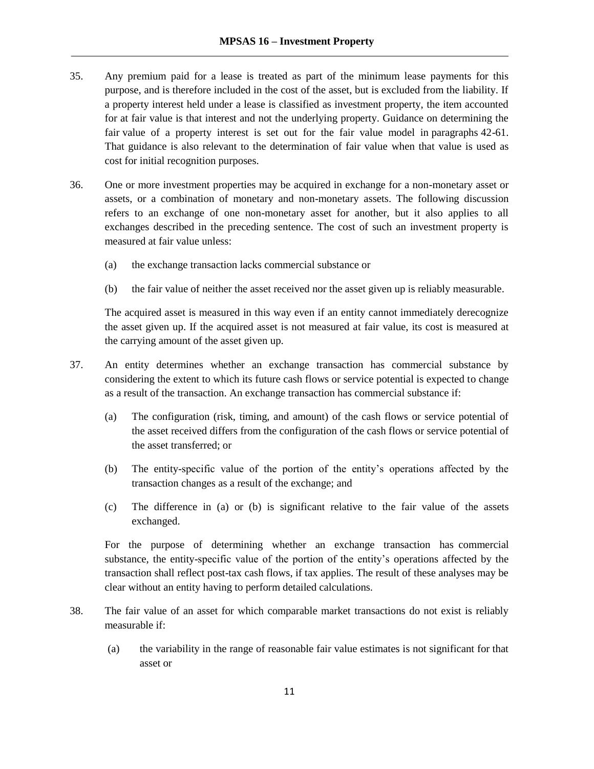35. Any premium paid for a lease is treated as part of the minimum lease payments for this purpose, and is therefore included in the cost of the asset, but is excluded from the liability. If a property interest held under a lease is classified as investment property, the item accounted for at fair value is that interest and not the underlying property. Guidance on determining the fair value of a property interest is set out for the fair value model in paragraphs 42-61. That guidance is also relevant to the determination of fair value when that value is used as cost for initial recognition purposes.

36. One or more investment properties may be acquired in exchange for a non-monetary asset or assets, or a combination of monetary and non-monetary assets. The following discussion refers to an exchange of one non-monetary asset for another, but it also applies to all exchanges described in the preceding sentence. The cost of such an investment property is measured at fair value unless:

    (a) the exchange transaction lacks commercial substance or

    (b) the fair value of neither the asset received nor the asset given up is reliably measurable.

    The acquired asset is measured in this way even if an entity cannot immediately derecognize the asset given up. If the acquired asset is not measured at fair value, its cost is measured at the carrying amount of the asset given up.

37. An entity determines whether an exchange transaction has commercial substance by considering the extent to which its future cash flows or service potential is expected to change as a result of the transaction. An exchange transaction has commercial substance if:

    (a) The configuration (risk, timing, and amount) of the cash flows or service potential of the asset received differs from the configuration of the cash flows or service potential of the asset transferred; or

    (b) The entity-specific value of the portion of the entity's operations affected by the transaction changes as a result of the exchange; and

    (c) The difference in (a) or (b) is significant relative to the fair value of the assets exchanged.

    For the purpose of determining whether an exchange transaction has commercial substance, the entity-specific value of the portion of the entity's operations affected by the transaction shall reflect post-tax cash flows, if tax applies. The result of these analyses may be clear without an entity having to perform detailed calculations.

38. The fair value of an asset for which comparable market transactions do not exist is reliably measurable if:

    (a) the variability in the range of reasonable fair value estimates is not significant for that asset or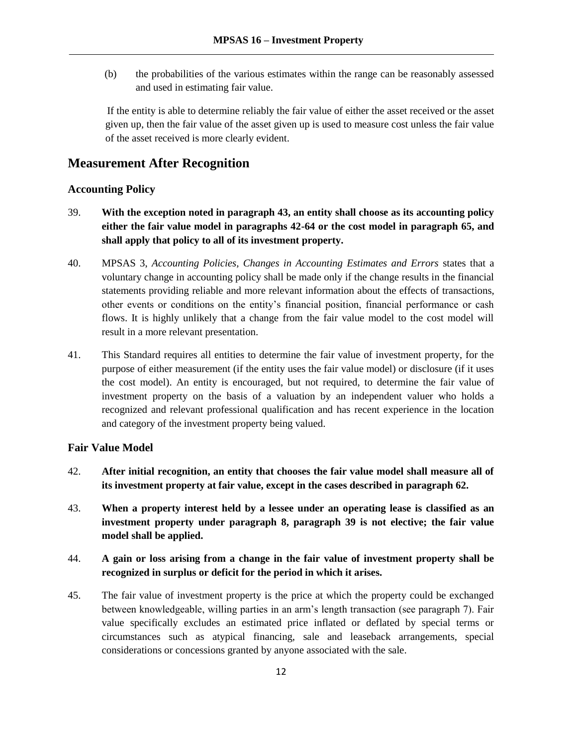(b) the probabilities of the various estimates within the range can be reasonably assessed and used in estimating fair value.

If the entity is able to determine reliably the fair value of either the asset received or the asset given up, then the fair value of the asset given up is used to measure cost unless the fair value of the asset received is more clearly evident.

## Measurement After Recognition

### Accounting Policy

39. **With the exception noted in paragraph 43, an entity shall choose as its accounting policy either the fair value model in paragraphs 42-64 or the cost model in paragraph 65, and shall apply that policy to all of its investment property.**

40. MPSAS 3, *Accounting Policies, Changes in Accounting Estimates and Errors* states that a voluntary change in accounting policy shall be made only if the change results in the financial statements providing reliable and more relevant information about the effects of transactions, other events or conditions on the entity's financial position, financial performance or cash flows. It is highly unlikely that a change from the fair value model to the cost model will result in a more relevant presentation.

41. This Standard requires all entities to determine the fair value of investment property, for the purpose of either measurement (if the entity uses the fair value model) or disclosure (if it uses the cost model). An entity is encouraged, but not required, to determine the fair value of investment property on the basis of a valuation by an independent valuer who holds a recognized and relevant professional qualification and has recent experience in the location and category of the investment property being valued.

### Fair Value Model

42. **After initial recognition, an entity that chooses the fair value model shall measure all of its investment property at fair value, except in the cases described in paragraph 62.**

43. **When a property interest held by a lessee under an operating lease is classified as an investment property under paragraph 8, paragraph 39 is not elective; the fair value model shall be applied.**

44. **A gain or loss arising from a change in the fair value of investment property shall be recognized in surplus or deficit for the period in which it arises.**

45. The fair value of investment property is the price at which the property could be exchanged between knowledgeable, willing parties in an arm's length transaction (see paragraph 7). Fair value specifically excludes an estimated price inflated or deflated by special terms or circumstances such as atypical financing, sale and leaseback arrangements, special considerations or concessions granted by anyone associated with the sale.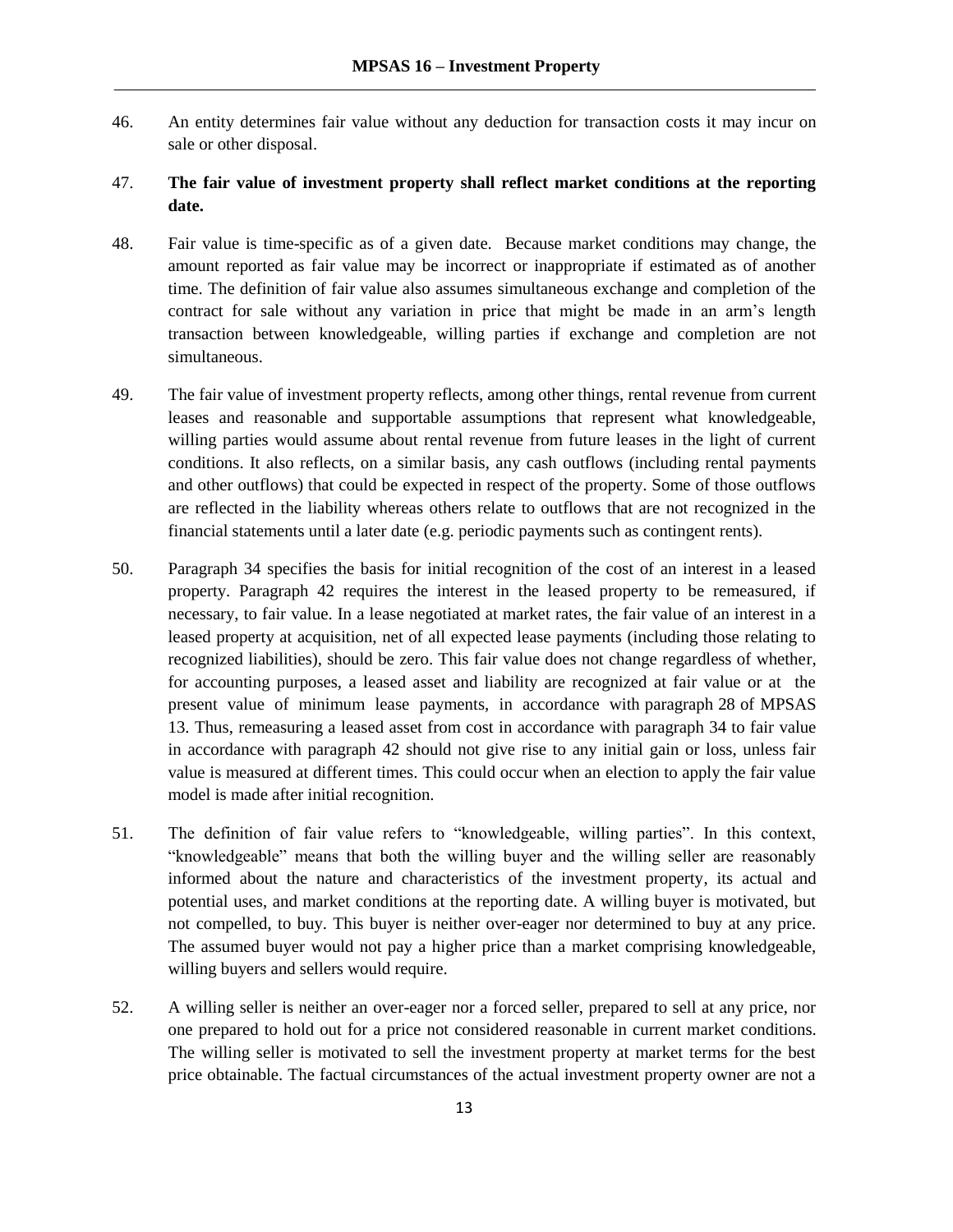46. An entity determines fair value without any deduction for transaction costs it may incur on sale or other disposal.

47. **The fair value of investment property shall reflect market conditions at the reporting date.**

48. Fair value is time-specific as of a given date. Because market conditions may change, the amount reported as fair value may be incorrect or inappropriate if estimated as of another time. The definition of fair value also assumes simultaneous exchange and completion of the contract for sale without any variation in price that might be made in an arm's length transaction between knowledgeable, willing parties if exchange and completion are not simultaneous.

49. The fair value of investment property reflects, among other things, rental revenue from current leases and reasonable and supportable assumptions that represent what knowledgeable, willing parties would assume about rental revenue from future leases in the light of current conditions. It also reflects, on a similar basis, any cash outflows (including rental payments and other outflows) that could be expected in respect of the property. Some of those outflows are reflected in the liability whereas others relate to outflows that are not recognized in the financial statements until a later date (e.g. periodic payments such as contingent rents).

50. Paragraph 34 specifies the basis for initial recognition of the cost of an interest in a leased property. Paragraph 42 requires the interest in the leased property to be remeasured, if necessary, to fair value. In a lease negotiated at market rates, the fair value of an interest in a leased property at acquisition, net of all expected lease payments (including those relating to recognized liabilities), should be zero. This fair value does not change regardless of whether, for accounting purposes, a leased asset and liability are recognized at fair value or at the present value of minimum lease payments, in accordance with paragraph 28 of MPSAS 13. Thus, remeasuring a leased asset from cost in accordance with paragraph 34 to fair value in accordance with paragraph 42 should not give rise to any initial gain or loss, unless fair value is measured at different times. This could occur when an election to apply the fair value model is made after initial recognition.

51. The definition of fair value refers to "knowledgeable, willing parties". In this context, "knowledgeable" means that both the willing buyer and the willing seller are reasonably informed about the nature and characteristics of the investment property, its actual and potential uses, and market conditions at the reporting date. A willing buyer is motivated, but not compelled, to buy. This buyer is neither over-eager nor determined to buy at any price. The assumed buyer would not pay a higher price than a market comprising knowledgeable, willing buyers and sellers would require.

52. A willing seller is neither an over-eager nor a forced seller, prepared to sell at any price, nor one prepared to hold out for a price not considered reasonable in current market conditions. The willing seller is motivated to sell the investment property at market terms for the best price obtainable. The factual circumstances of the actual investment property owner are not a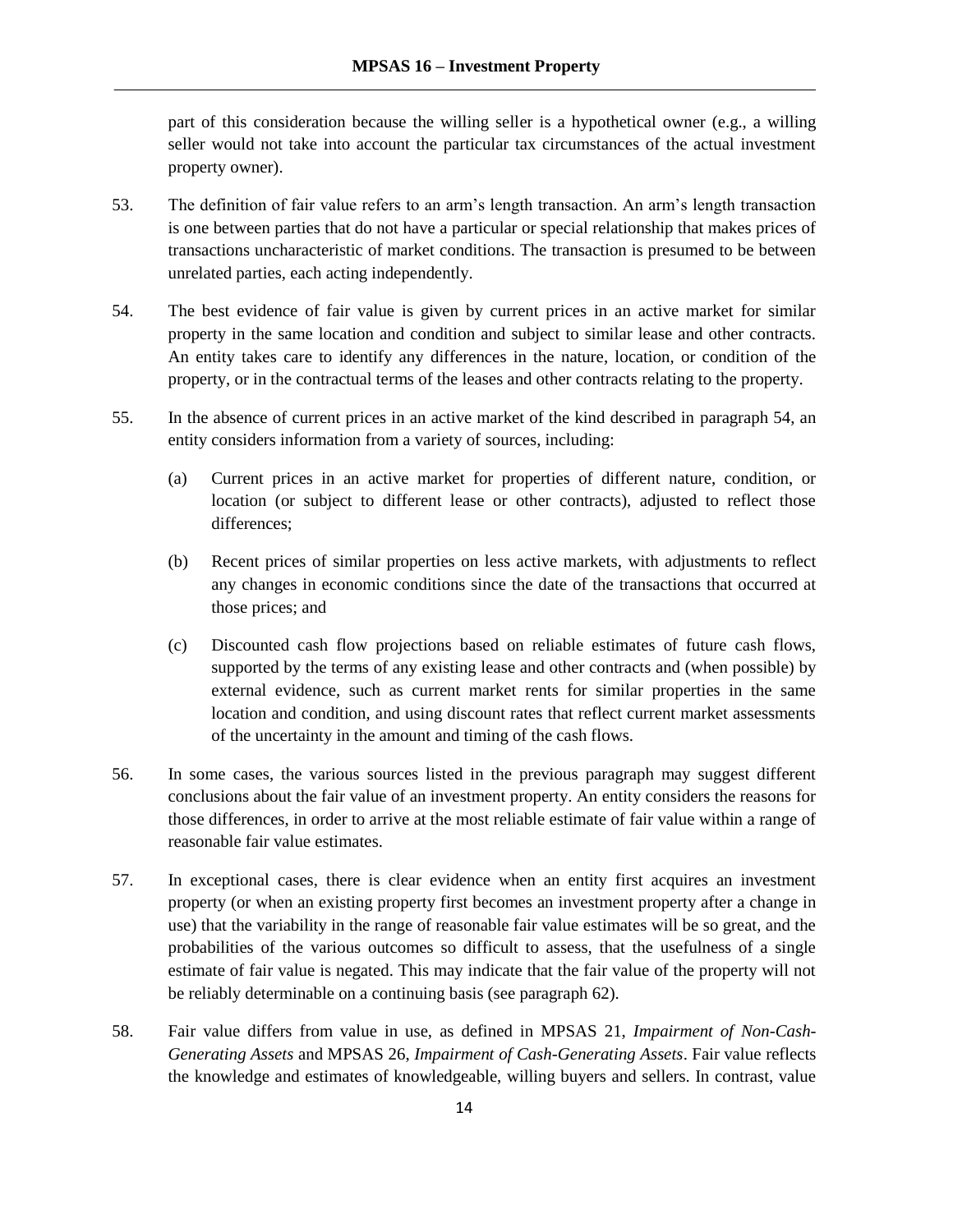part of this consideration because the willing seller is a hypothetical owner (e.g., a willing seller would not take into account the particular tax circumstances of the actual investment property owner).

53. The definition of fair value refers to an arm's length transaction. An arm's length transaction is one between parties that do not have a particular or special relationship that makes prices of transactions uncharacteristic of market conditions. The transaction is presumed to be between unrelated parties, each acting independently.

54. The best evidence of fair value is given by current prices in an active market for similar property in the same location and condition and subject to similar lease and other contracts. An entity takes care to identify any differences in the nature, location, or condition of the property, or in the contractual terms of the leases and other contracts relating to the property.

55. In the absence of current prices in an active market of the kind described in paragraph 54, an entity considers information from a variety of sources, including:

    (a) Current prices in an active market for properties of different nature, condition, or location (or subject to different lease or other contracts), adjusted to reflect those differences;

    (b) Recent prices of similar properties on less active markets, with adjustments to reflect any changes in economic conditions since the date of the transactions that occurred at those prices; and

    (c) Discounted cash flow projections based on reliable estimates of future cash flows, supported by the terms of any existing lease and other contracts and (when possible) by external evidence, such as current market rents for similar properties in the same location and condition, and using discount rates that reflect current market assessments of the uncertainty in the amount and timing of the cash flows.

56. In some cases, the various sources listed in the previous paragraph may suggest different conclusions about the fair value of an investment property. An entity considers the reasons for those differences, in order to arrive at the most reliable estimate of fair value within a range of reasonable fair value estimates.

57. In exceptional cases, there is clear evidence when an entity first acquires an investment property (or when an existing property first becomes an investment property after a change in use) that the variability in the range of reasonable fair value estimates will be so great, and the probabilities of the various outcomes so difficult to assess, that the usefulness of a single estimate of fair value is negated. This may indicate that the fair value of the property will not be reliably determinable on a continuing basis (see paragraph 62).

58. Fair value differs from value in use, as defined in MPSAS 21, *Impairment of Non-Cash-Generating Assets* and MPSAS 26, *Impairment of Cash-Generating Assets*. Fair value reflects the knowledge and estimates of knowledgeable, willing buyers and sellers. In contrast, value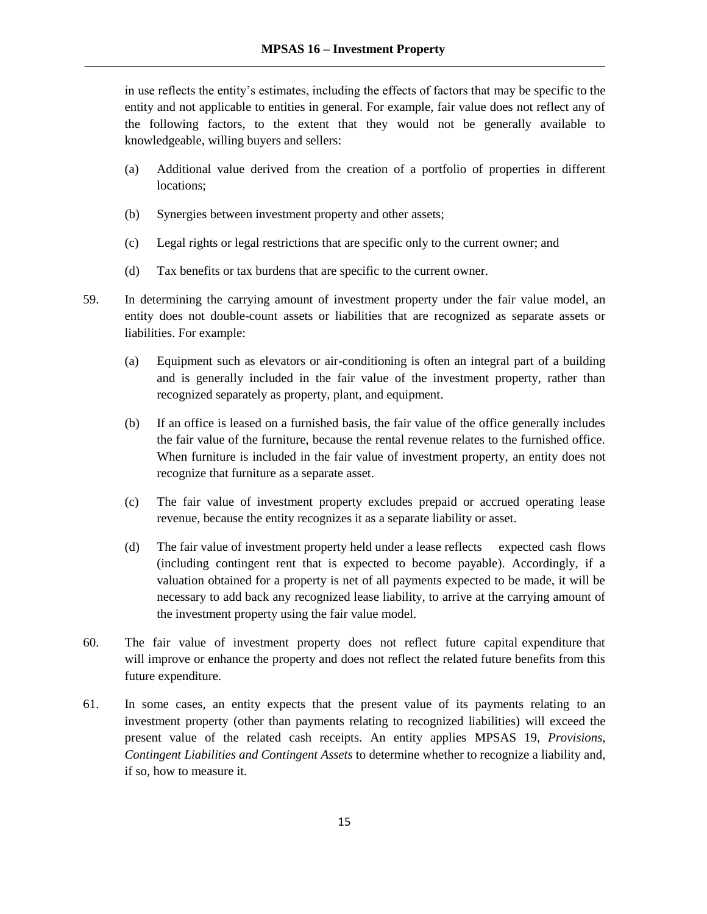in use reflects the entity's estimates, including the effects of factors that may be specific to the entity and not applicable to entities in general. For example, fair value does not reflect any of the following factors, to the extent that they would not be generally available to knowledgeable, willing buyers and sellers:

(a) Additional value derived from the creation of a portfolio of properties in different locations;

(b) Synergies between investment property and other assets;

(c) Legal rights or legal restrictions that are specific only to the current owner; and

(d) Tax benefits or tax burdens that are specific to the current owner.

59. In determining the carrying amount of investment property under the fair value model, an entity does not double-count assets or liabilities that are recognized as separate assets or liabilities. For example:

(a) Equipment such as elevators or air-conditioning is often an integral part of a building and is generally included in the fair value of the investment property, rather than recognized separately as property, plant, and equipment.

(b) If an office is leased on a furnished basis, the fair value of the office generally includes the fair value of the furniture, because the rental revenue relates to the furnished office. When furniture is included in the fair value of investment property, an entity does not recognize that furniture as a separate asset.

(c) The fair value of investment property excludes prepaid or accrued operating lease revenue, because the entity recognizes it as a separate liability or asset.

(d) The fair value of investment property held under a lease reflects expected cash flows (including contingent rent that is expected to become payable). Accordingly, if a valuation obtained for a property is net of all payments expected to be made, it will be necessary to add back any recognized lease liability, to arrive at the carrying amount of the investment property using the fair value model.

60. The fair value of investment property does not reflect future capital expenditure that will improve or enhance the property and does not reflect the related future benefits from this future expenditure.

61. In some cases, an entity expects that the present value of its payments relating to an investment property (other than payments relating to recognized liabilities) will exceed the present value of the related cash receipts. An entity applies MPSAS 19, *Provisions, Contingent Liabilities and Contingent Assets* to determine whether to recognize a liability and, if so, how to measure it.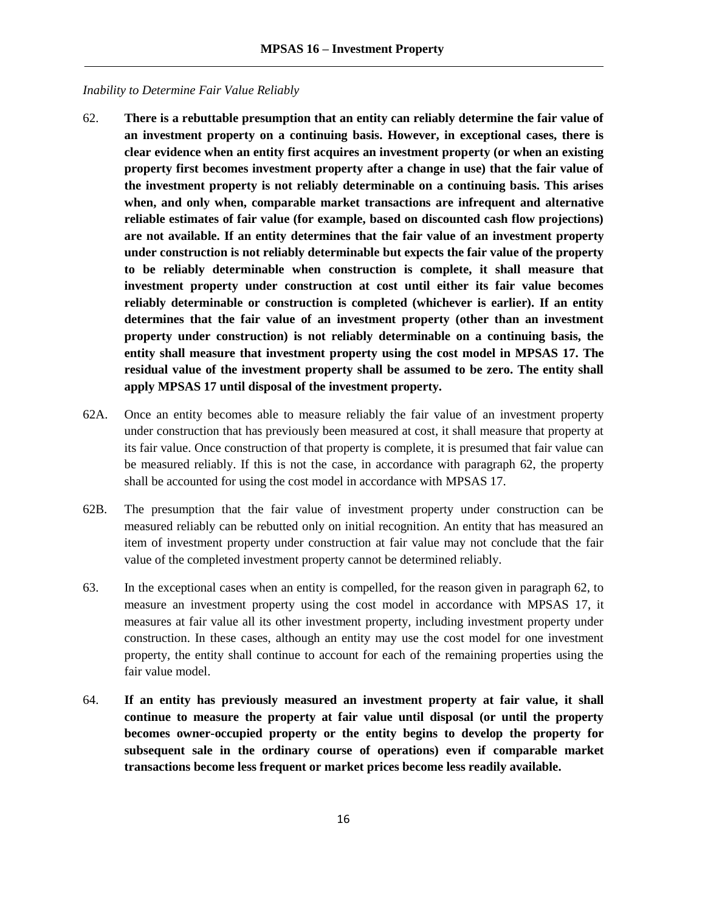*Inability to Determine Fair Value Reliably*

62. **There is a rebuttable presumption that an entity can reliably determine the fair value of an investment property on a continuing basis. However, in exceptional cases, there is clear evidence when an entity first acquires an investment property (or when an existing property first becomes investment property after a change in use) that the fair value of the investment property is not reliably determinable on a continuing basis. This arises when, and only when, comparable market transactions are infrequent and alternative reliable estimates of fair value (for example, based on discounted cash flow projections) are not available. If an entity determines that the fair value of an investment property under construction is not reliably determinable but expects the fair value of the property to be reliably determinable when construction is complete, it shall measure that investment property under construction at cost until either its fair value becomes reliably determinable or construction is completed (whichever is earlier). If an entity determines that the fair value of an investment property (other than an investment property under construction) is not reliably determinable on a continuing basis, the entity shall measure that investment property using the cost model in MPSAS 17. The residual value of the investment property shall be assumed to be zero. The entity shall apply MPSAS 17 until disposal of the investment property.**

62A. Once an entity becomes able to measure reliably the fair value of an investment property under construction that has previously been measured at cost, it shall measure that property at its fair value. Once construction of that property is complete, it is presumed that fair value can be measured reliably. If this is not the case, in accordance with paragraph 62, the property shall be accounted for using the cost model in accordance with MPSAS 17.

62B. The presumption that the fair value of investment property under construction can be measured reliably can be rebutted only on initial recognition. An entity that has measured an item of investment property under construction at fair value may not conclude that the fair value of the completed investment property cannot be determined reliably.

63. In the exceptional cases when an entity is compelled, for the reason given in paragraph 62, to measure an investment property using the cost model in accordance with MPSAS 17, it measures at fair value all its other investment property, including investment property under construction. In these cases, although an entity may use the cost model for one investment property, the entity shall continue to account for each of the remaining properties using the fair value model.

64. **If an entity has previously measured an investment property at fair value, it shall continue to measure the property at fair value until disposal (or until the property becomes owner-occupied property or the entity begins to develop the property for subsequent sale in the ordinary course of operations) even if comparable market transactions become less frequent or market prices become less readily available.**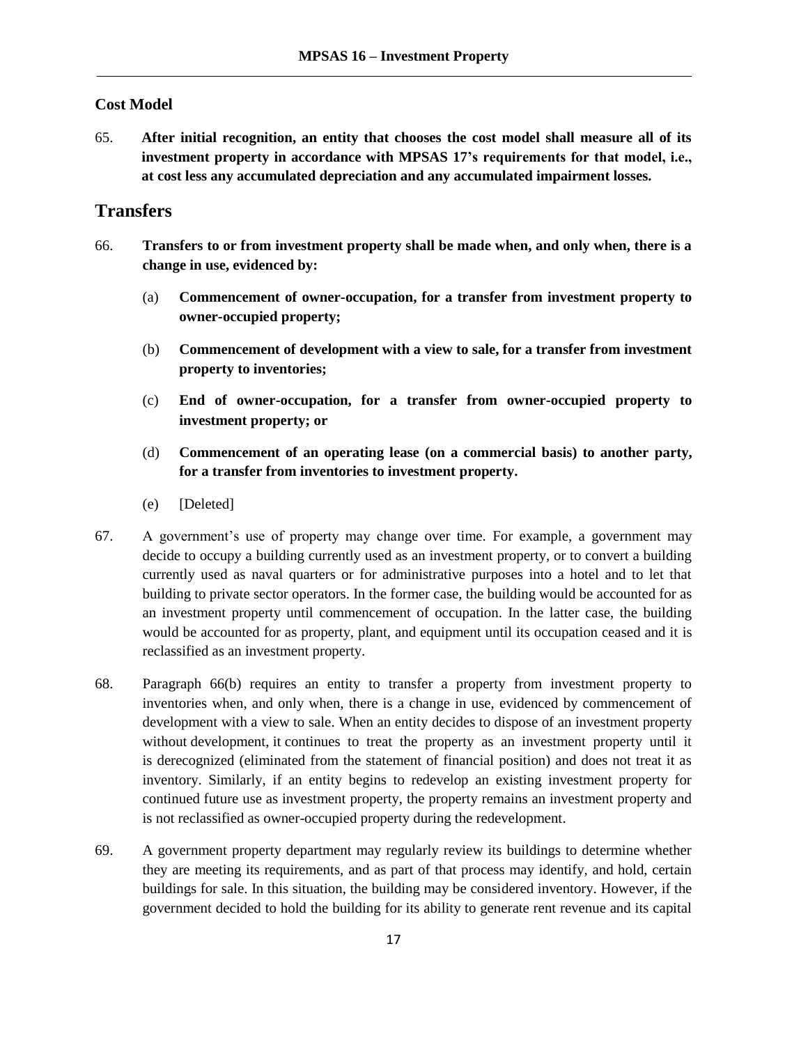### Cost Model

65. **After initial recognition, an entity that chooses the cost model shall measure all of its investment property in accordance with MPSAS 17's requirements for that model, i.e., at cost less any accumulated depreciation and any accumulated impairment losses.**

## Transfers

66. **Transfers to or from investment property shall be made when, and only when, there is a change in use, evidenced by:**

    (a) **Commencement of owner-occupation, for a transfer from investment property to owner-occupied property;**

    (b) **Commencement of development with a view to sale, for a transfer from investment property to inventories;**

    (c) **End of owner-occupation, for a transfer from owner-occupied property to investment property; or**

    (d) **Commencement of an operating lease (on a commercial basis) to another party, for a transfer from inventories to investment property.**

    (e) [Deleted]

67. A government's use of property may change over time. For example, a government may decide to occupy a building currently used as an investment property, or to convert a building currently used as naval quarters or for administrative purposes into a hotel and to let that building to private sector operators. In the former case, the building would be accounted for as an investment property until commencement of occupation. In the latter case, the building would be accounted for as property, plant, and equipment until its occupation ceased and it is reclassified as an investment property.

68. Paragraph 66(b) requires an entity to transfer a property from investment property to inventories when, and only when, there is a change in use, evidenced by commencement of development with a view to sale. When an entity decides to dispose of an investment property without development, it continues to treat the property as an investment property until it is derecognized (eliminated from the statement of financial position) and does not treat it as inventory. Similarly, if an entity begins to redevelop an existing investment property for continued future use as investment property, the property remains an investment property and is not reclassified as owner-occupied property during the redevelopment.

69. A government property department may regularly review its buildings to determine whether they are meeting its requirements, and as part of that process may identify, and hold, certain buildings for sale. In this situation, the building may be considered inventory. However, if the government decided to hold the building for its ability to generate rent revenue and its capital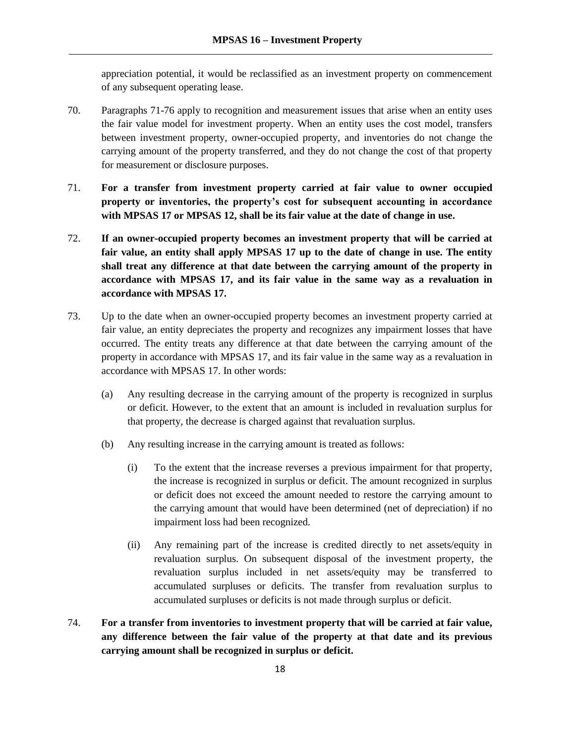appreciation potential, it would be reclassified as an investment property on commencement of any subsequent operating lease.

70. Paragraphs 71-76 apply to recognition and measurement issues that arise when an entity uses the fair value model for investment property. When an entity uses the cost model, transfers between investment property, owner-occupied property, and inventories do not change the carrying amount of the property transferred, and they do not change the cost of that property for measurement or disclosure purposes.

71. **For a transfer from investment property carried at fair value to owner occupied property or inventories, the property's cost for subsequent accounting in accordance with MPSAS 17 or MPSAS 12, shall be its fair value at the date of change in use.**

72. **If an owner-occupied property becomes an investment property that will be carried at fair value, an entity shall apply MPSAS 17 up to the date of change in use. The entity shall treat any difference at that date between the carrying amount of the property in accordance with MPSAS 17, and its fair value in the same way as a revaluation in accordance with MPSAS 17.**

73. Up to the date when an owner-occupied property becomes an investment property carried at fair value, an entity depreciates the property and recognizes any impairment losses that have occurred. The entity treats any difference at that date between the carrying amount of the property in accordance with MPSAS 17, and its fair value in the same way as a revaluation in accordance with MPSAS 17. In other words:

    (a) Any resulting decrease in the carrying amount of the property is recognized in surplus or deficit. However, to the extent that an amount is included in revaluation surplus for that property, the decrease is charged against that revaluation surplus.

    (b) Any resulting increase in the carrying amount is treated as follows:

        (i) To the extent that the increase reverses a previous impairment for that property, the increase is recognized in surplus or deficit. The amount recognized in surplus or deficit does not exceed the amount needed to restore the carrying amount to the carrying amount that would have been determined (net of depreciation) if no impairment loss had been recognized.

        (ii) Any remaining part of the increase is credited directly to net assets/equity in revaluation surplus. On subsequent disposal of the investment property, the revaluation surplus included in net assets/equity may be transferred to accumulated surpluses or deficits. The transfer from revaluation surplus to accumulated surpluses or deficits is not made through surplus or deficit.

74. **For a transfer from inventories to investment property that will be carried at fair value, any difference between the fair value of the property at that date and its previous carrying amount shall be recognized in surplus or deficit.**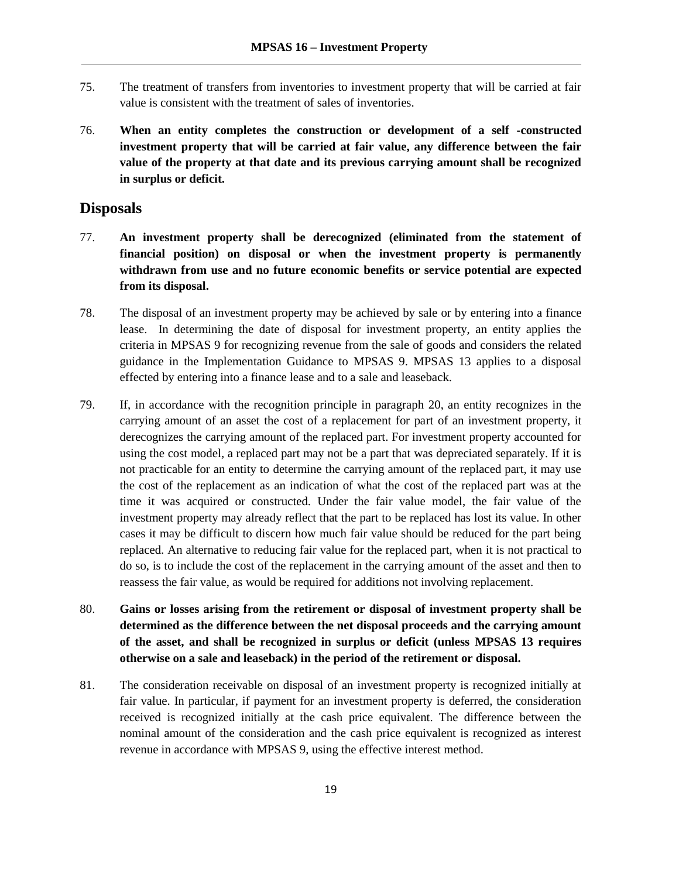75. The treatment of transfers from inventories to investment property that will be carried at fair value is consistent with the treatment of sales of inventories.

76. **When an entity completes the construction or development of a self -constructed investment property that will be carried at fair value, any difference between the fair value of the property at that date and its previous carrying amount shall be recognized in surplus or deficit.**

## Disposals

77. **An investment property shall be derecognized (eliminated from the statement of financial position) on disposal or when the investment property is permanently withdrawn from use and no future economic benefits or service potential are expected from its disposal.**

78. The disposal of an investment property may be achieved by sale or by entering into a finance lease. In determining the date of disposal for investment property, an entity applies the criteria in MPSAS 9 for recognizing revenue from the sale of goods and considers the related guidance in the Implementation Guidance to MPSAS 9. MPSAS 13 applies to a disposal effected by entering into a finance lease and to a sale and leaseback.

79. If, in accordance with the recognition principle in paragraph 20, an entity recognizes in the carrying amount of an asset the cost of a replacement for part of an investment property, it derecognizes the carrying amount of the replaced part. For investment property accounted for using the cost model, a replaced part may not be a part that was depreciated separately. If it is not practicable for an entity to determine the carrying amount of the replaced part, it may use the cost of the replacement as an indication of what the cost of the replaced part was at the time it was acquired or constructed. Under the fair value model, the fair value of the investment property may already reflect that the part to be replaced has lost its value. In other cases it may be difficult to discern how much fair value should be reduced for the part being replaced. An alternative to reducing fair value for the replaced part, when it is not practical to do so, is to include the cost of the replacement in the carrying amount of the asset and then to reassess the fair value, as would be required for additions not involving replacement.

80. **Gains or losses arising from the retirement or disposal of investment property shall be determined as the difference between the net disposal proceeds and the carrying amount of the asset, and shall be recognized in surplus or deficit (unless MPSAS 13 requires otherwise on a sale and leaseback) in the period of the retirement or disposal.**

81. The consideration receivable on disposal of an investment property is recognized initially at fair value. In particular, if payment for an investment property is deferred, the consideration received is recognized initially at the cash price equivalent. The difference between the nominal amount of the consideration and the cash price equivalent is recognized as interest revenue in accordance with MPSAS 9, using the effective interest method.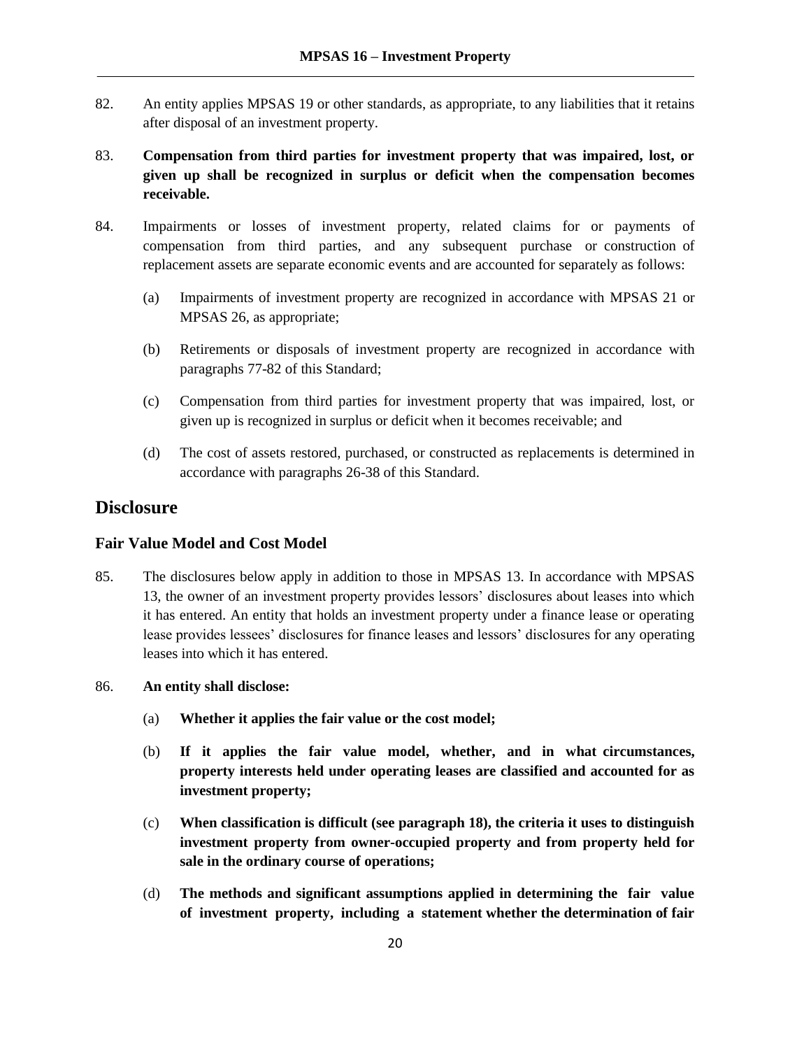82. An entity applies MPSAS 19 or other standards, as appropriate, to any liabilities that it retains after disposal of an investment property.

83. **Compensation from third parties for investment property that was impaired, lost, or given up shall be recognized in surplus or deficit when the compensation becomes receivable.**

84. Impairments or losses of investment property, related claims for or payments of compensation from third parties, and any subsequent purchase or construction of replacement assets are separate economic events and are accounted for separately as follows:

    (a) Impairments of investment property are recognized in accordance with MPSAS 21 or MPSAS 26, as appropriate;

    (b) Retirements or disposals of investment property are recognized in accordance with paragraphs 77-82 of this Standard;

    (c) Compensation from third parties for investment property that was impaired, lost, or given up is recognized in surplus or deficit when it becomes receivable; and

    (d) The cost of assets restored, purchased, or constructed as replacements is determined in accordance with paragraphs 26-38 of this Standard.

## Disclosure

### Fair Value Model and Cost Model

85. The disclosures below apply in addition to those in MPSAS 13. In accordance with MPSAS 13, the owner of an investment property provides lessors' disclosures about leases into which it has entered. An entity that holds an investment property under a finance lease or operating lease provides lessees' disclosures for finance leases and lessors' disclosures for any operating leases into which it has entered.

86. **An entity shall disclose:**

    (a) **Whether it applies the fair value or the cost model;**

    (b) **If it applies the fair value model, whether, and in what circumstances, property interests held under operating leases are classified and accounted for as investment property;**

    (c) **When classification is difficult (see paragraph 18), the criteria it uses to distinguish investment property from owner-occupied property and from property held for sale in the ordinary course of operations;**

    (d) **The methods and significant assumptions applied in determining the fair value of investment property, including a statement whether the determination of fair**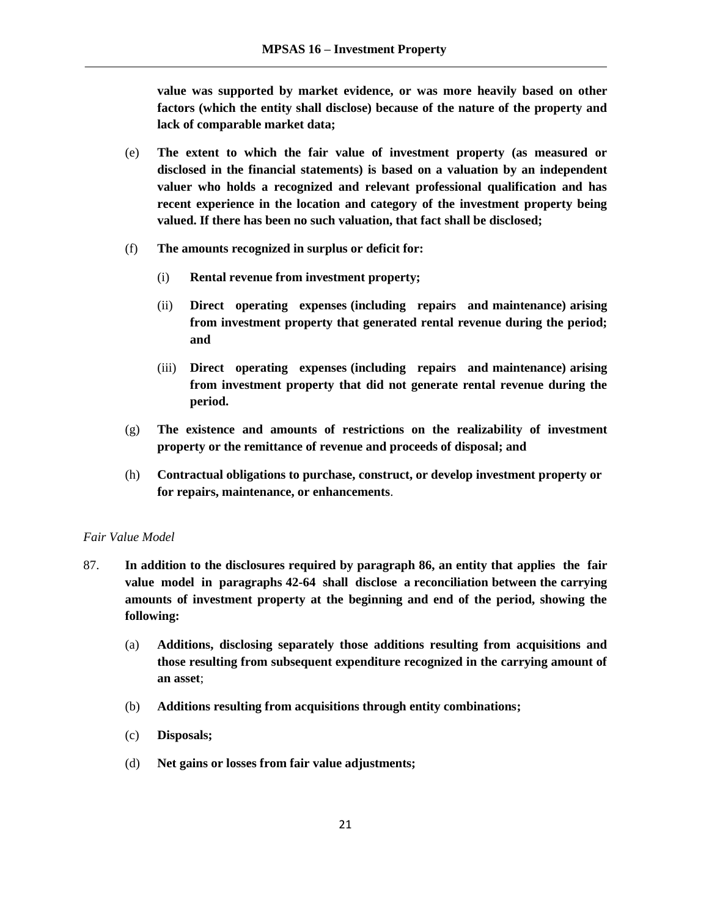**value was supported by market evidence, or was more heavily based on other factors (which the entity shall disclose) because of the nature of the property and lack of comparable market data;**

(e) **The extent to which the fair value of investment property (as measured or disclosed in the financial statements) is based on a valuation by an independent valuer who holds a recognized and relevant professional qualification and has recent experience in the location and category of the investment property being valued. If there has been no such valuation, that fact shall be disclosed;**

(f) **The amounts recognized in surplus or deficit for:**

   (i) **Rental revenue from investment property;**

   (ii) **Direct operating expenses (including repairs and maintenance) arising from investment property that generated rental revenue during the period; and**

   (iii) **Direct operating expenses (including repairs and maintenance) arising from investment property that did not generate rental revenue during the period.**

(g) **The existence and amounts of restrictions on the realizability of investment property or the remittance of revenue and proceeds of disposal; and**

(h) **Contractual obligations to purchase, construct, or develop investment property or for repairs, maintenance, or enhancements**.

*Fair Value Model*

87. **In addition to the disclosures required by paragraph 86, an entity that applies the fair value model in paragraphs 42-64 shall disclose a reconciliation between the carrying amounts of investment property at the beginning and end of the period, showing the following:**

   (a) **Additions, disclosing separately those additions resulting from acquisitions and those resulting from subsequent expenditure recognized in the carrying amount of an asset**;

   (b) **Additions resulting from acquisitions through entity combinations;**

   (c) **Disposals;**

   (d) **Net gains or losses from fair value adjustments;**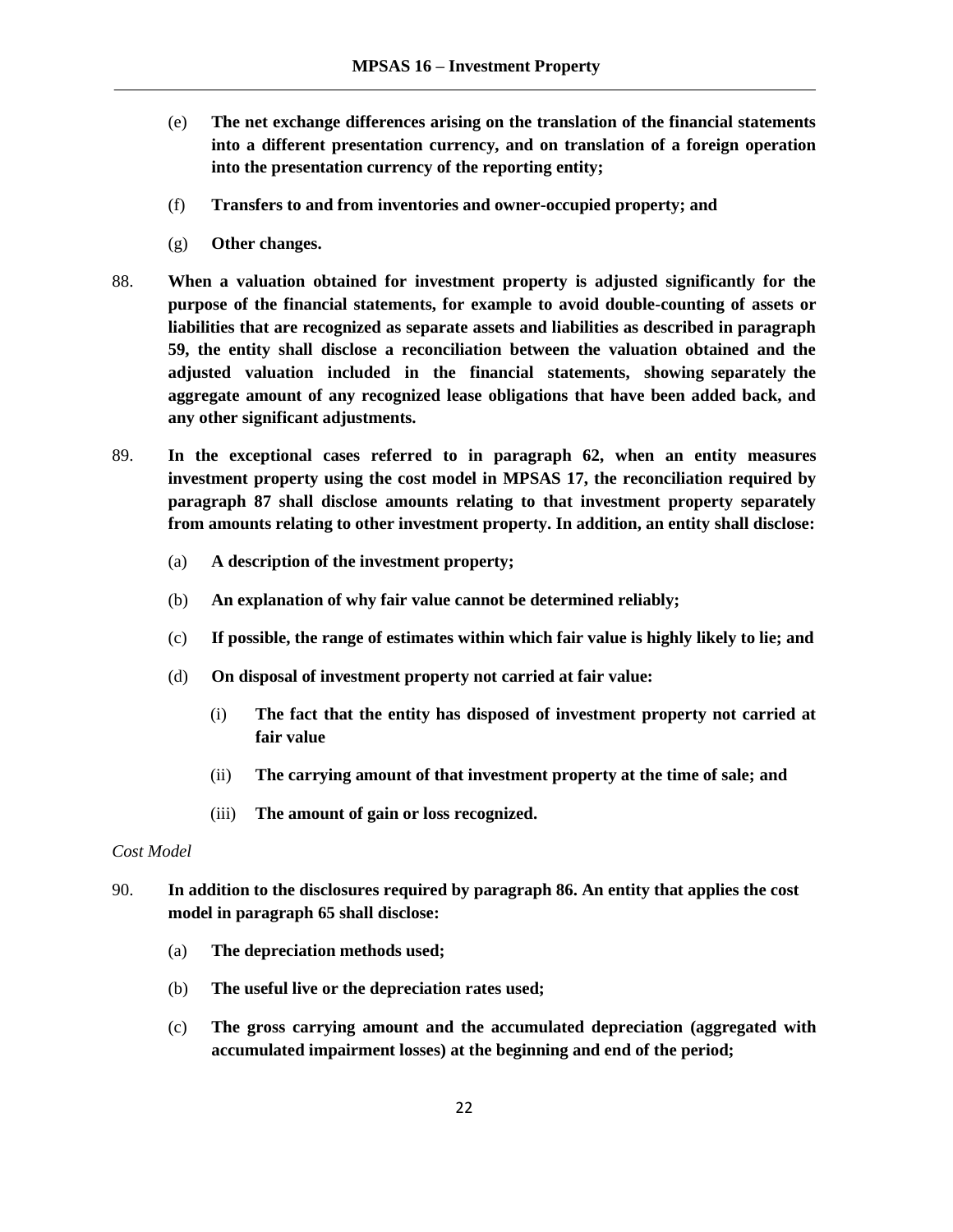(e) **The net exchange differences arising on the translation of the financial statements into a different presentation currency, and on translation of a foreign operation into the presentation currency of the reporting entity;**

(f) **Transfers to and from inventories and owner-occupied property; and**

(g) **Other changes.**

88. **When a valuation obtained for investment property is adjusted significantly for the purpose of the financial statements, for example to avoid double-counting of assets or liabilities that are recognized as separate assets and liabilities as described in paragraph 59, the entity shall disclose a reconciliation between the valuation obtained and the adjusted valuation included in the financial statements, showing separately the aggregate amount of any recognized lease obligations that have been added back, and any other significant adjustments.**

89. **In the exceptional cases referred to in paragraph 62, when an entity measures investment property using the cost model in MPSAS 17, the reconciliation required by paragraph 87 shall disclose amounts relating to that investment property separately from amounts relating to other investment property. In addition, an entity shall disclose:**

(a) **A description of the investment property;**

(b) **An explanation of why fair value cannot be determined reliably;**

(c) **If possible, the range of estimates within which fair value is highly likely to lie; and**

(d) **On disposal of investment property not carried at fair value:**

(i) **The fact that the entity has disposed of investment property not carried at fair value**

(ii) **The carrying amount of that investment property at the time of sale; and**

(iii) **The amount of gain or loss recognized.**

*Cost Model*

90. **In addition to the disclosures required by paragraph 86. An entity that applies the cost model in paragraph 65 shall disclose:**

(a) **The depreciation methods used;**

(b) **The useful live or the depreciation rates used;**

(c) **The gross carrying amount and the accumulated depreciation (aggregated with accumulated impairment losses) at the beginning and end of the period;**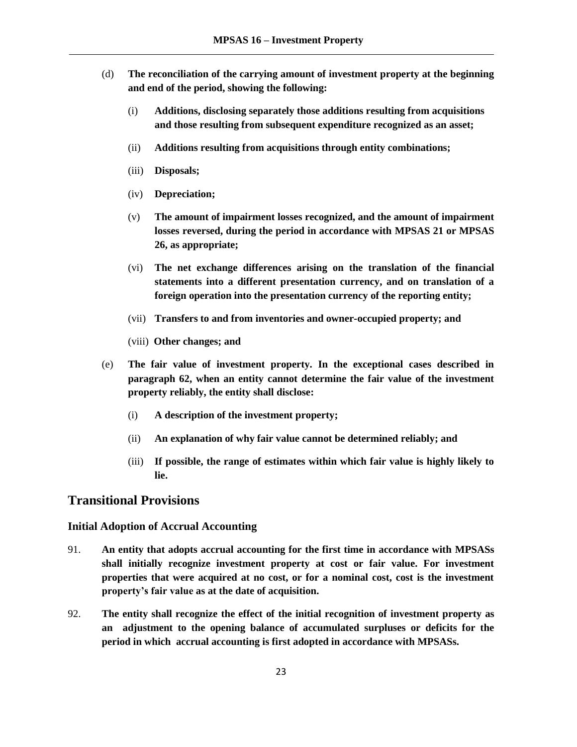(d) **The reconciliation of the carrying amount of investment property at the beginning and end of the period, showing the following:**

   (i) **Additions, disclosing separately those additions resulting from acquisitions and those resulting from subsequent expenditure recognized as an asset;**

   (ii) **Additions resulting from acquisitions through entity combinations;**

   (iii) **Disposals;**

   (iv) **Depreciation;**

   (v) **The amount of impairment losses recognized, and the amount of impairment losses reversed, during the period in accordance with MPSAS 21 or MPSAS 26, as appropriate;**

   (vi) **The net exchange differences arising on the translation of the financial statements into a different presentation currency, and on translation of a foreign operation into the presentation currency of the reporting entity;**

   (vii) **Transfers to and from inventories and owner-occupied property; and**

   (viii) **Other changes; and**

(e) **The fair value of investment property. In the exceptional cases described in paragraph 62, when an entity cannot determine the fair value of the investment property reliably, the entity shall disclose:**

   (i) **A description of the investment property;**

   (ii) **An explanation of why fair value cannot be determined reliably; and**

   (iii) **If possible, the range of estimates within which fair value is highly likely to lie.**

## Transitional Provisions

### Initial Adoption of Accrual Accounting

91. **An entity that adopts accrual accounting for the first time in accordance with MPSASs shall initially recognize investment property at cost or fair value. For investment properties that were acquired at no cost, or for a nominal cost, cost is the investment property's fair value as at the date of acquisition.**

92. **The entity shall recognize the effect of the initial recognition of investment property as an adjustment to the opening balance of accumulated surpluses or deficits for the period in which accrual accounting is first adopted in accordance with MPSASs.**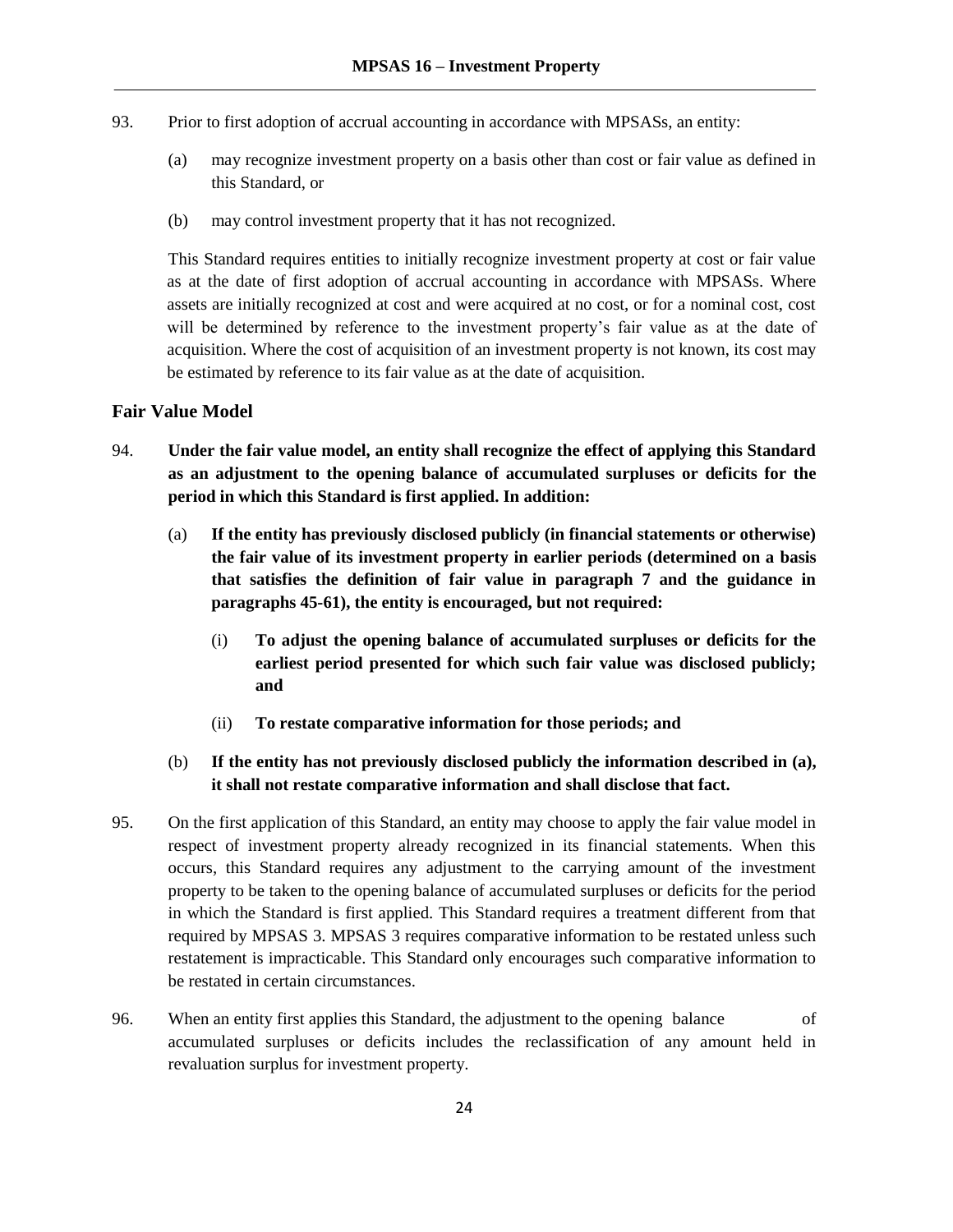93. Prior to first adoption of accrual accounting in accordance with MPSASs, an entity:

(a) may recognize investment property on a basis other than cost or fair value as defined in this Standard, or

(b) may control investment property that it has not recognized.

This Standard requires entities to initially recognize investment property at cost or fair value as at the date of first adoption of accrual accounting in accordance with MPSASs. Where assets are initially recognized at cost and were acquired at no cost, or for a nominal cost, cost will be determined by reference to the investment property's fair value as at the date of acquisition. Where the cost of acquisition of an investment property is not known, its cost may be estimated by reference to its fair value as at the date of acquisition.

### Fair Value Model

94. **Under the fair value model, an entity shall recognize the effect of applying this Standard as an adjustment to the opening balance of accumulated surpluses or deficits for the period in which this Standard is first applied. In addition:**

(a) **If the entity has previously disclosed publicly (in financial statements or otherwise) the fair value of its investment property in earlier periods (determined on a basis that satisfies the definition of fair value in paragraph 7 and the guidance in paragraphs 45-61), the entity is encouraged, but not required:**

(i) **To adjust the opening balance of accumulated surpluses or deficits for the earliest period presented for which such fair value was disclosed publicly; and**

(ii) **To restate comparative information for those periods; and**

(b) **If the entity has not previously disclosed publicly the information described in (a), it shall not restate comparative information and shall disclose that fact.**

95. On the first application of this Standard, an entity may choose to apply the fair value model in respect of investment property already recognized in its financial statements. When this occurs, this Standard requires any adjustment to the carrying amount of the investment property to be taken to the opening balance of accumulated surpluses or deficits for the period in which the Standard is first applied. This Standard requires a treatment different from that required by MPSAS 3. MPSAS 3 requires comparative information to be restated unless such restatement is impracticable. This Standard only encourages such comparative information to be restated in certain circumstances.

96. When an entity first applies this Standard, the adjustment to the opening balance of accumulated surpluses or deficits includes the reclassification of any amount held in revaluation surplus for investment property.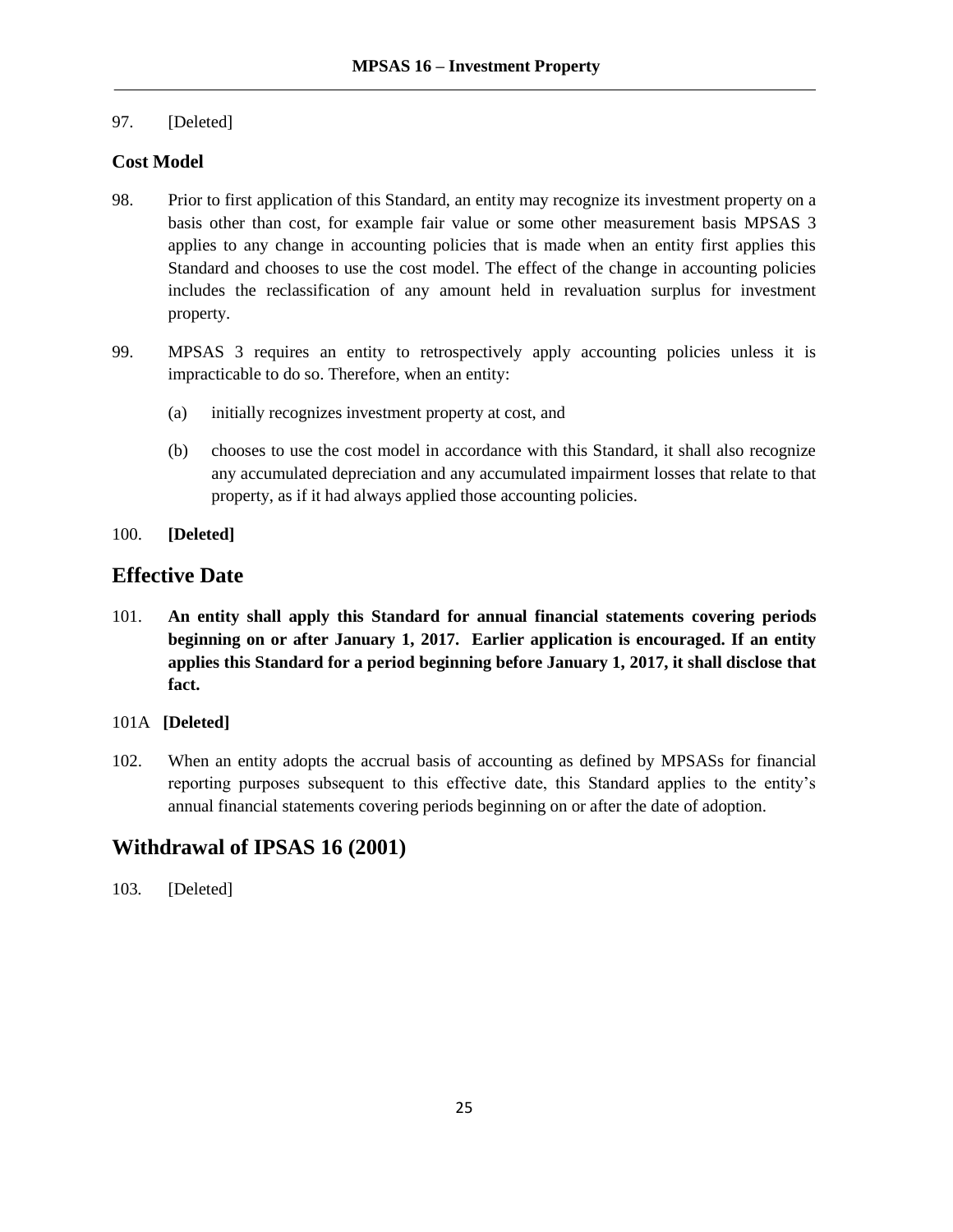97. [Deleted]

### Cost Model

98. Prior to first application of this Standard, an entity may recognize its investment property on a basis other than cost, for example fair value or some other measurement basis MPSAS 3 applies to any change in accounting policies that is made when an entity first applies this Standard and chooses to use the cost model. The effect of the change in accounting policies includes the reclassification of any amount held in revaluation surplus for investment property.

99. MPSAS 3 requires an entity to retrospectively apply accounting policies unless it is impracticable to do so. Therefore, when an entity:

    (a) initially recognizes investment property at cost, and

    (b) chooses to use the cost model in accordance with this Standard, it shall also recognize any accumulated depreciation and any accumulated impairment losses that relate to that property, as if it had always applied those accounting policies.

100. **[Deleted]**

## Effective Date

101. **An entity shall apply this Standard for annual financial statements covering periods beginning on or after January 1, 2017. Earlier application is encouraged. If an entity applies this Standard for a period beginning before January 1, 2017, it shall disclose that fact.**

101A **[Deleted]**

102. When an entity adopts the accrual basis of accounting as defined by MPSASs for financial reporting purposes subsequent to this effective date, this Standard applies to the entity's annual financial statements covering periods beginning on or after the date of adoption.

## Withdrawal of IPSAS 16 (2001)

103. [Deleted]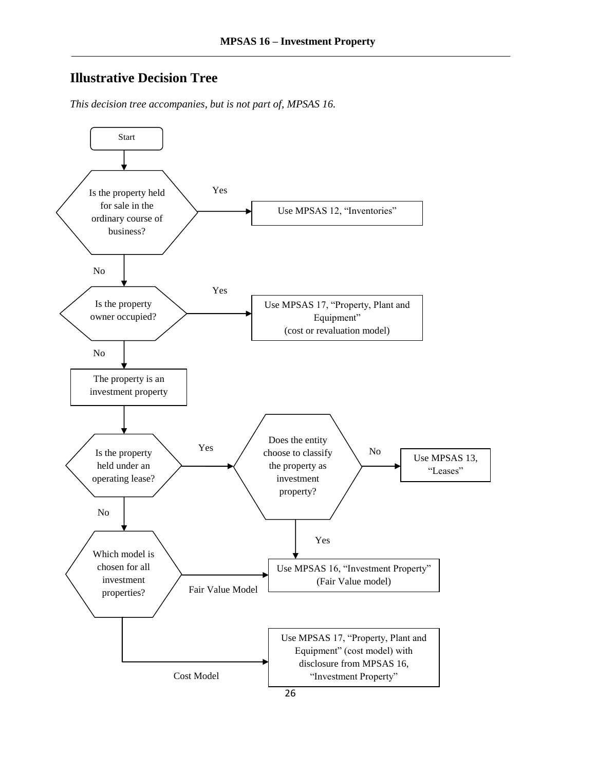## Illustrative Decision Tree

*This decision tree accompanies, but is not part of, MPSAS 16.*

Start

**Is the property held for sale in the ordinary course of business?**

- Yes → Use MPSAS 12, "Inventories"
- No → Is the property owner occupied?

**Is the property owner occupied?**

- Yes → Use MPSAS 17, "Property, Plant and Equipment" (cost or revaluation model)
- No → The property is an investment property

**The property is an investment property** → Is the property held under an operating lease?

**Is the property held under an operating lease?**

- Yes → Does the entity choose to classify the property as investment property?
- No → Which model is chosen for all investment properties?

**Does the entity choose to classify the property as investment property?**

- No → Use MPSAS 13, "Leases"
- Yes → Use MPSAS 16, "Investment Property" (Fair Value model)

**Which model is chosen for all investment properties?**

- Fair Value Model → Use MPSAS 16, "Investment Property" (Fair Value model)
- Cost Model → Use MPSAS 17, "Property, Plant and Equipment" (cost model) with disclosure from MPSAS 16, "Investment Property"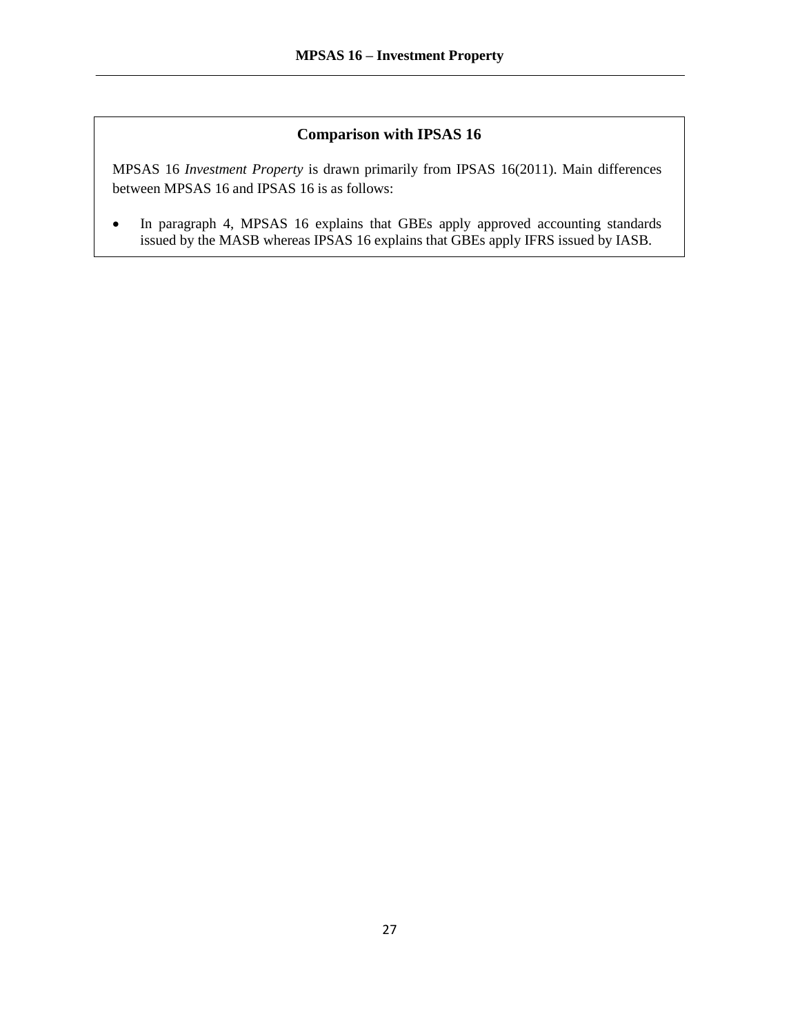## Comparison with IPSAS 16

MPSAS 16 *Investment Property* is drawn primarily from IPSAS 16(2011). Main differences between MPSAS 16 and IPSAS 16 is as follows:

- In paragraph 4, MPSAS 16 explains that GBEs apply approved accounting standards issued by the MASB whereas IPSAS 16 explains that GBEs apply IFRS issued by IASB.